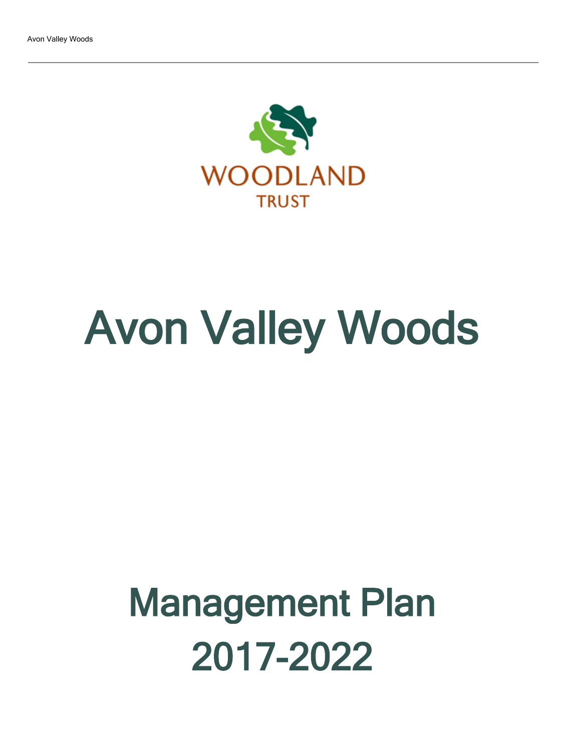WOODLAND TRUST

# Avon Valley Woods

## Management Plan 2017-2022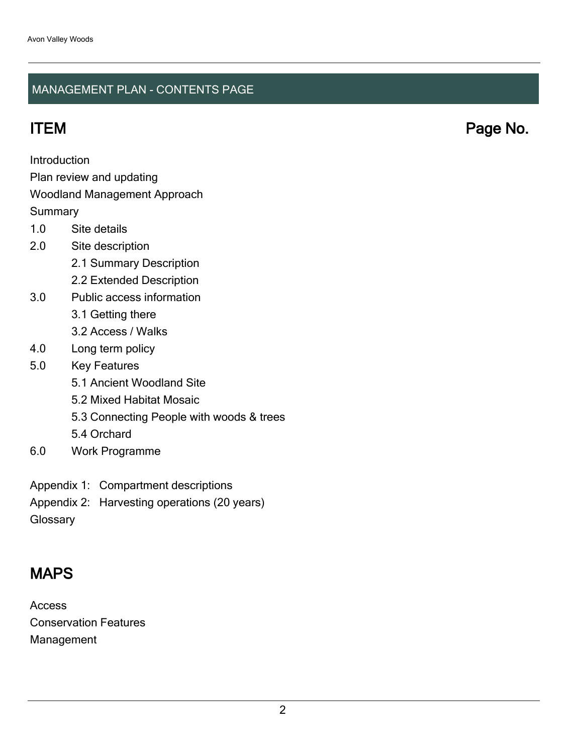## MANAGEMENT PLAN - CONTENTS PAGE

| ITEM | Page No. |
| --- | --- |

Introduction

Plan review and updating

Woodland Management Approach

Summary

- 1.0 Site details
- 2.0 Site description
  - 2.1 Summary Description
  - 2.2 Extended Description
- 3.0 Public access information
  - 3.1 Getting there
  - 3.2 Access / Walks
- 4.0 Long term policy
- 5.0 Key Features
  - 5.1 Ancient Woodland Site
  - 5.2 Mixed Habitat Mosaic
  - 5.3 Connecting People with woods & trees
  - 5.4 Orchard
- 6.0 Work Programme

Appendix 1: Compartment descriptions

Appendix 2: Harvesting operations (20 years)

Glossary

## MAPS

Access

Conservation Features

Management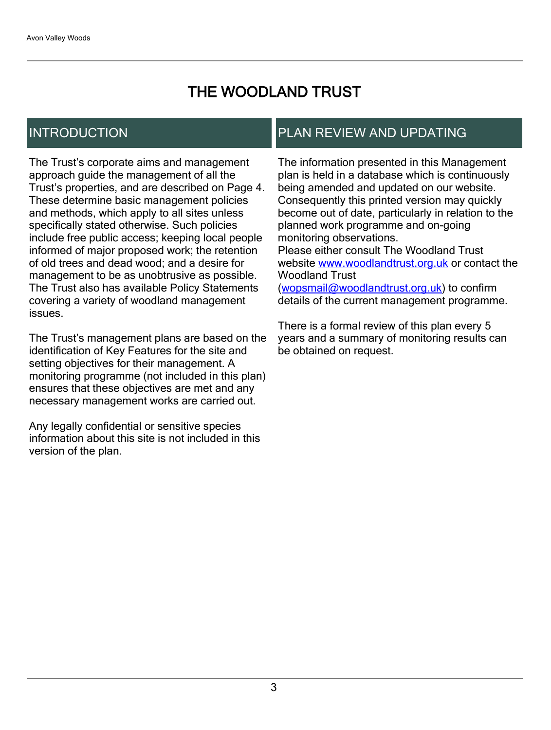# THE WOODLAND TRUST

## INTRODUCTION

The Trust's corporate aims and management approach guide the management of all the Trust's properties, and are described on Page 4. These determine basic management policies and methods, which apply to all sites unless specifically stated otherwise. Such policies include free public access; keeping local people informed of major proposed work; the retention of old trees and dead wood; and a desire for management to be as unobtrusive as possible. The Trust also has available Policy Statements covering a variety of woodland management issues.

The Trust's management plans are based on the identification of Key Features for the site and setting objectives for their management. A monitoring programme (not included in this plan) ensures that these objectives are met and any necessary management works are carried out.

Any legally confidential or sensitive species information about this site is not included in this version of the plan.

## PLAN REVIEW AND UPDATING

The information presented in this Management plan is held in a database which is continuously being amended and updated on our website. Consequently this printed version may quickly become out of date, particularly in relation to the planned work programme and on-going monitoring observations.
Please either consult The Woodland Trust website [www.woodlandtrust.org.uk](http://www.woodlandtrust.org.uk) or contact the Woodland Trust ([wopsmail@woodlandtrust.org.uk](mailto:wopsmail@woodlandtrust.org.uk)) to confirm details of the current management programme.

There is a formal review of this plan every 5 years and a summary of monitoring results can be obtained on request.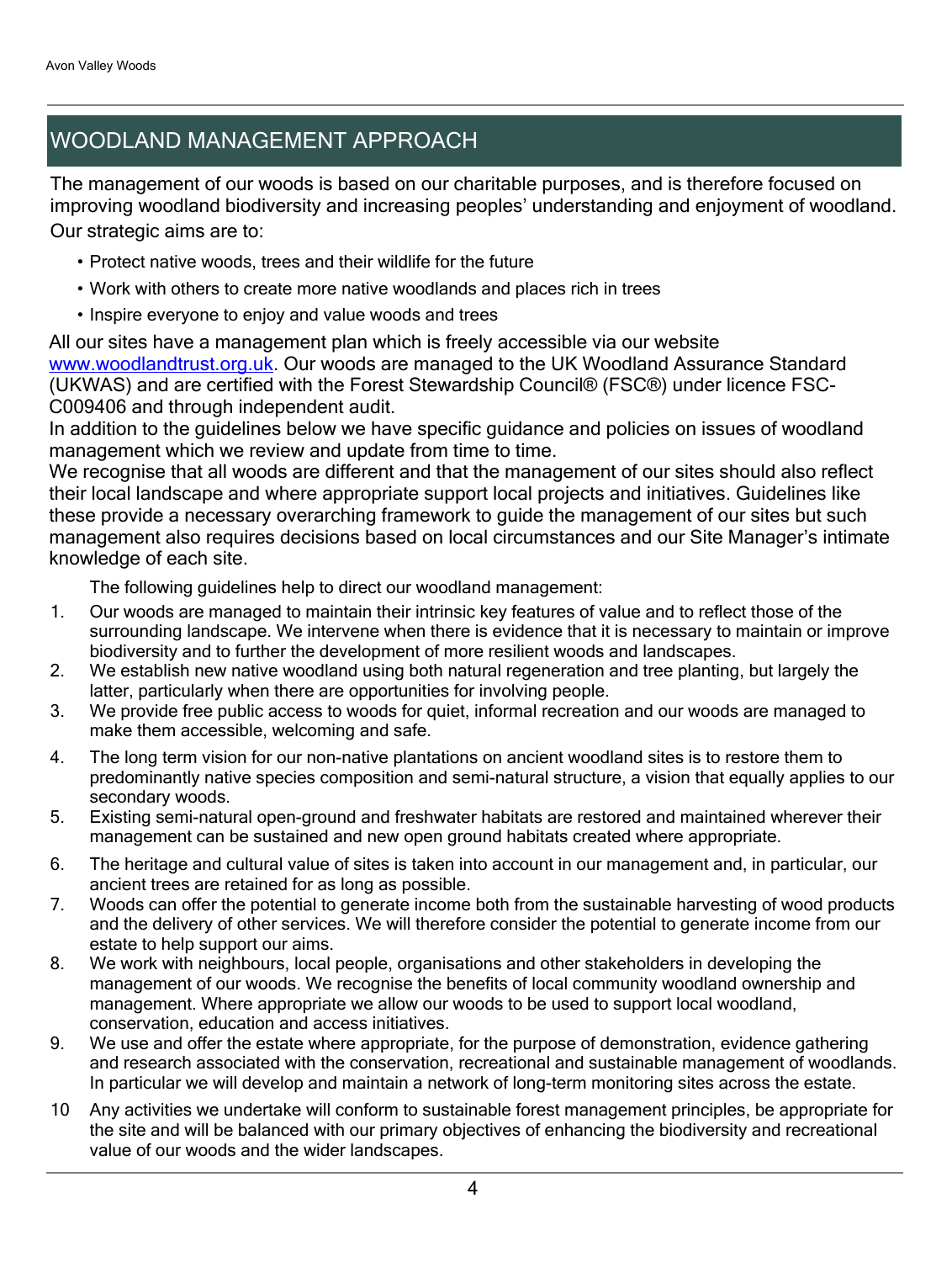## WOODLAND MANAGEMENT APPROACH

The management of our woods is based on our charitable purposes, and is therefore focused on improving woodland biodiversity and increasing peoples' understanding and enjoyment of woodland. Our strategic aims are to:

- Protect native woods, trees and their wildlife for the future
- Work with others to create more native woodlands and places rich in trees
- Inspire everyone to enjoy and value woods and trees

All our sites have a management plan which is freely accessible via our website [www.woodlandtrust.org.uk](http://www.woodlandtrust.org.uk). Our woods are managed to the UK Woodland Assurance Standard (UKWAS) and are certified with the Forest Stewardship Council® (FSC®) under licence FSC-C009406 and through independent audit.

In addition to the guidelines below we have specific guidance and policies on issues of woodland management which we review and update from time to time.

We recognise that all woods are different and that the management of our sites should also reflect their local landscape and where appropriate support local projects and initiatives. Guidelines like these provide a necessary overarching framework to guide the management of our sites but such management also requires decisions based on local circumstances and our Site Manager's intimate knowledge of each site.

The following guidelines help to direct our woodland management:

1. Our woods are managed to maintain their intrinsic key features of value and to reflect those of the surrounding landscape. We intervene when there is evidence that it is necessary to maintain or improve biodiversity and to further the development of more resilient woods and landscapes.
2. We establish new native woodland using both natural regeneration and tree planting, but largely the latter, particularly when there are opportunities for involving people.
3. We provide free public access to woods for quiet, informal recreation and our woods are managed to make them accessible, welcoming and safe.
4. The long term vision for our non-native plantations on ancient woodland sites is to restore them to predominantly native species composition and semi-natural structure, a vision that equally applies to our secondary woods.
5. Existing semi-natural open-ground and freshwater habitats are restored and maintained wherever their management can be sustained and new open ground habitats created where appropriate.
6. The heritage and cultural value of sites is taken into account in our management and, in particular, our ancient trees are retained for as long as possible.
7. Woods can offer the potential to generate income both from the sustainable harvesting of wood products and the delivery of other services. We will therefore consider the potential to generate income from our estate to help support our aims.
8. We work with neighbours, local people, organisations and other stakeholders in developing the management of our woods. We recognise the benefits of local community woodland ownership and management. Where appropriate we allow our woods to be used to support local woodland, conservation, education and access initiatives.
9. We use and offer the estate where appropriate, for the purpose of demonstration, evidence gathering and research associated with the conservation, recreational and sustainable management of woodlands. In particular we will develop and maintain a network of long-term monitoring sites across the estate.
10. Any activities we undertake will conform to sustainable forest management principles, be appropriate for the site and will be balanced with our primary objectives of enhancing the biodiversity and recreational value of our woods and the wider landscapes.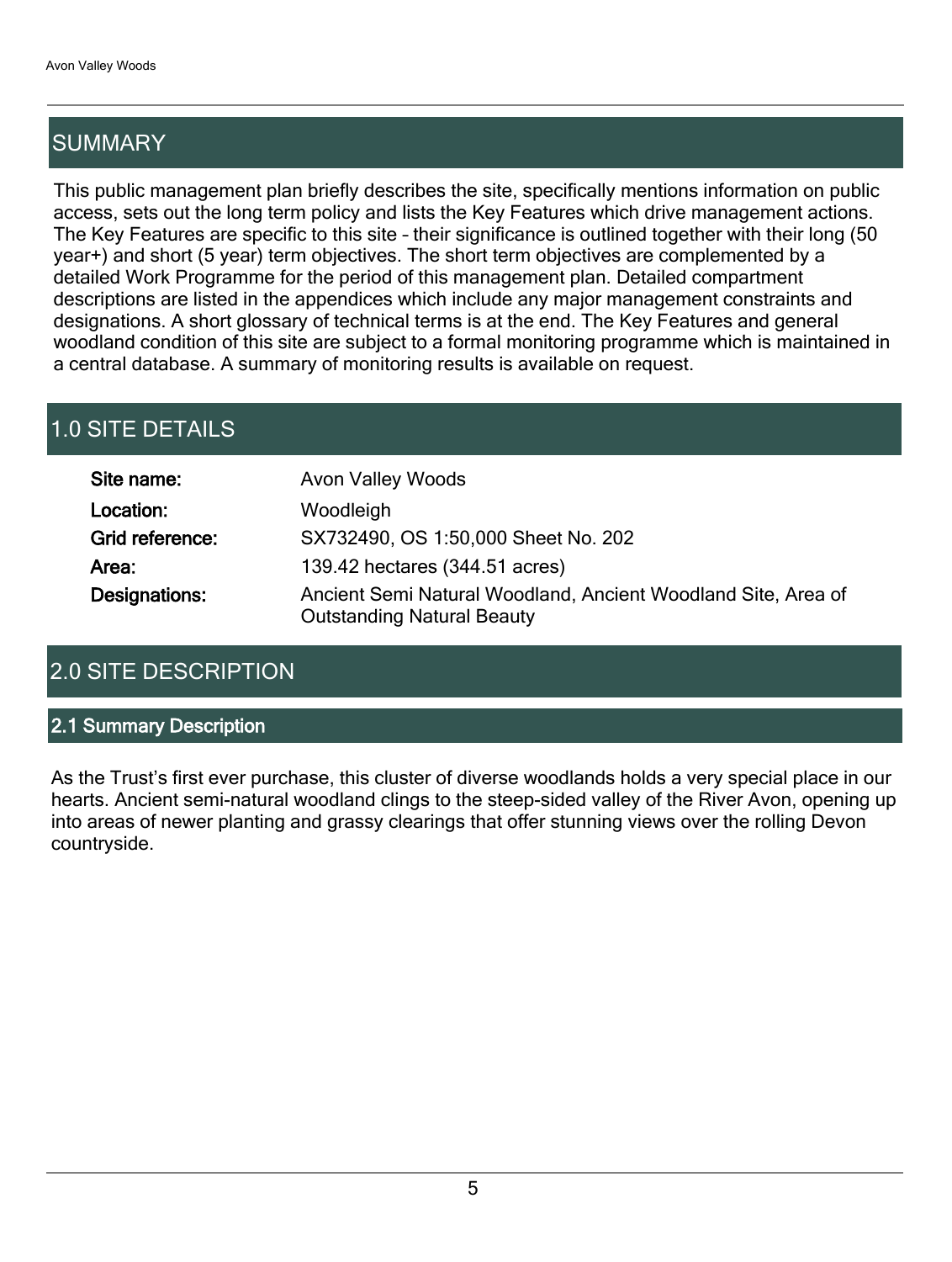## SUMMARY

This public management plan briefly describes the site, specifically mentions information on public access, sets out the long term policy and lists the Key Features which drive management actions. The Key Features are specific to this site – their significance is outlined together with their long (50 year+) and short (5 year) term objectives. The short term objectives are complemented by a detailed Work Programme for the period of this management plan. Detailed compartment descriptions are listed in the appendices which include any major management constraints and designations. A short glossary of technical terms is at the end. The Key Features and general woodland condition of this site are subject to a formal monitoring programme which is maintained in a central database. A summary of monitoring results is available on request.

## 1.0 SITE DETAILS

| | |
|---|---|
| **Site name:** | Avon Valley Woods |
| **Location:** | Woodleigh |
| **Grid reference:** | SX732490, OS 1:50,000 Sheet No. 202 |
| **Area:** | 139.42 hectares (344.51 acres) |
| **Designations:** | Ancient Semi Natural Woodland, Ancient Woodland Site, Area of Outstanding Natural Beauty |

## 2.0 SITE DESCRIPTION

### 2.1 Summary Description

As the Trust's first ever purchase, this cluster of diverse woodlands holds a very special place in our hearts. Ancient semi-natural woodland clings to the steep-sided valley of the River Avon, opening up into areas of newer planting and grassy clearings that offer stunning views over the rolling Devon countryside.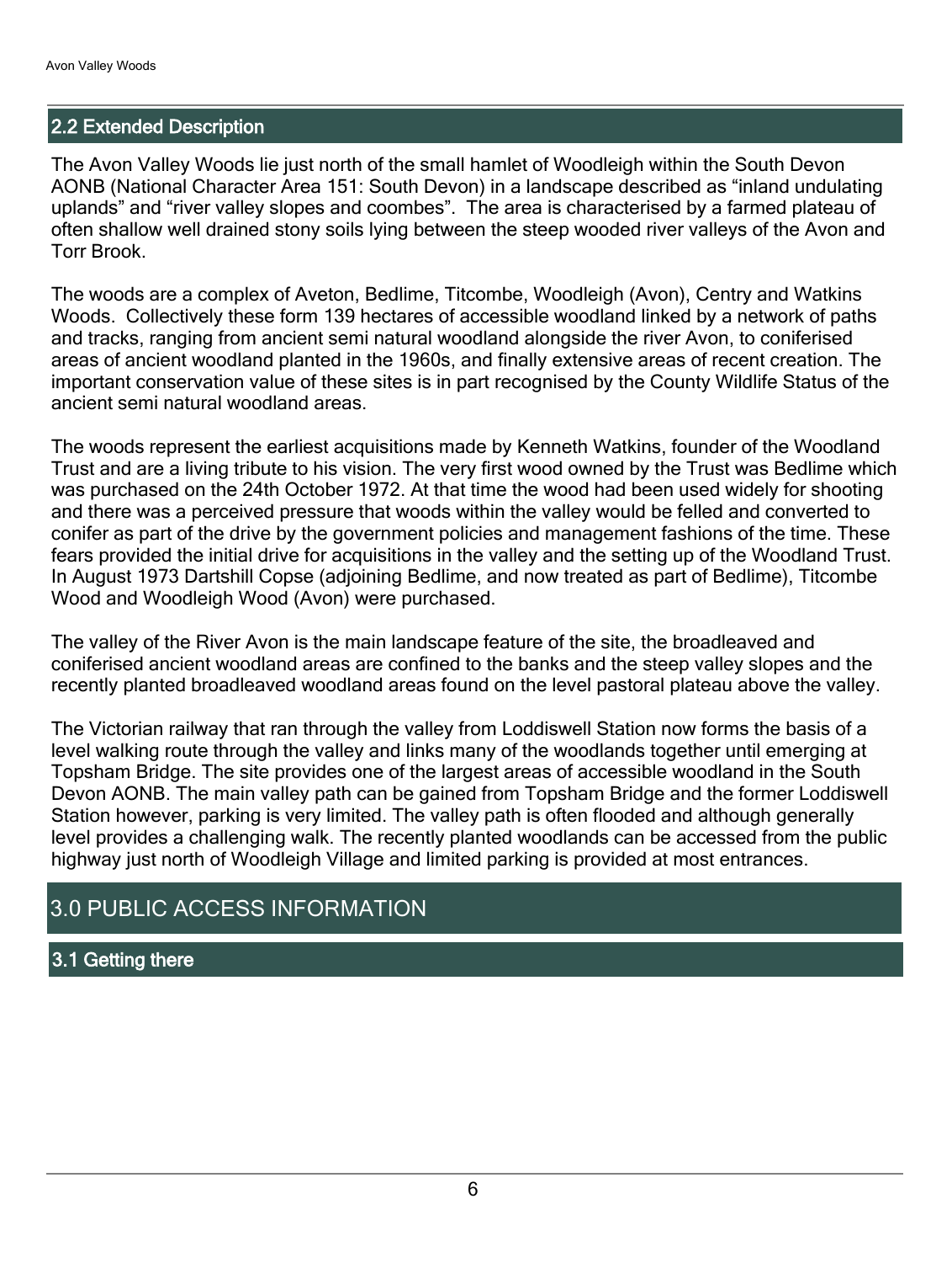## 2.2 Extended Description

The Avon Valley Woods lie just north of the small hamlet of Woodleigh within the South Devon AONB (National Character Area 151: South Devon) in a landscape described as "inland undulating uplands" and "river valley slopes and coombes". The area is characterised by a farmed plateau of often shallow well drained stony soils lying between the steep wooded river valleys of the Avon and Torr Brook.

The woods are a complex of Aveton, Bedlime, Titcombe, Woodleigh (Avon), Centry and Watkins Woods. Collectively these form 139 hectares of accessible woodland linked by a network of paths and tracks, ranging from ancient semi natural woodland alongside the river Avon, to coniferised areas of ancient woodland planted in the 1960s, and finally extensive areas of recent creation. The important conservation value of these sites is in part recognised by the County Wildlife Status of the ancient semi natural woodland areas.

The woods represent the earliest acquisitions made by Kenneth Watkins, founder of the Woodland Trust and are a living tribute to his vision. The very first wood owned by the Trust was Bedlime which was purchased on the 24th October 1972. At that time the wood had been used widely for shooting and there was a perceived pressure that woods within the valley would be felled and converted to conifer as part of the drive by the government policies and management fashions of the time. These fears provided the initial drive for acquisitions in the valley and the setting up of the Woodland Trust. In August 1973 Dartshill Copse (adjoining Bedlime, and now treated as part of Bedlime), Titcombe Wood and Woodleigh Wood (Avon) were purchased.

The valley of the River Avon is the main landscape feature of the site, the broadleaved and coniferised ancient woodland areas are confined to the banks and the steep valley slopes and the recently planted broadleaved woodland areas found on the level pastoral plateau above the valley.

The Victorian railway that ran through the valley from Loddiswell Station now forms the basis of a level walking route through the valley and links many of the woodlands together until emerging at Topsham Bridge. The site provides one of the largest areas of accessible woodland in the South Devon AONB. The main valley path can be gained from Topsham Bridge and the former Loddiswell Station however, parking is very limited. The valley path is often flooded and although generally level provides a challenging walk. The recently planted woodlands can be accessed from the public highway just north of Woodleigh Village and limited parking is provided at most entrances.

# 3.0 PUBLIC ACCESS INFORMATION

## 3.1 Getting there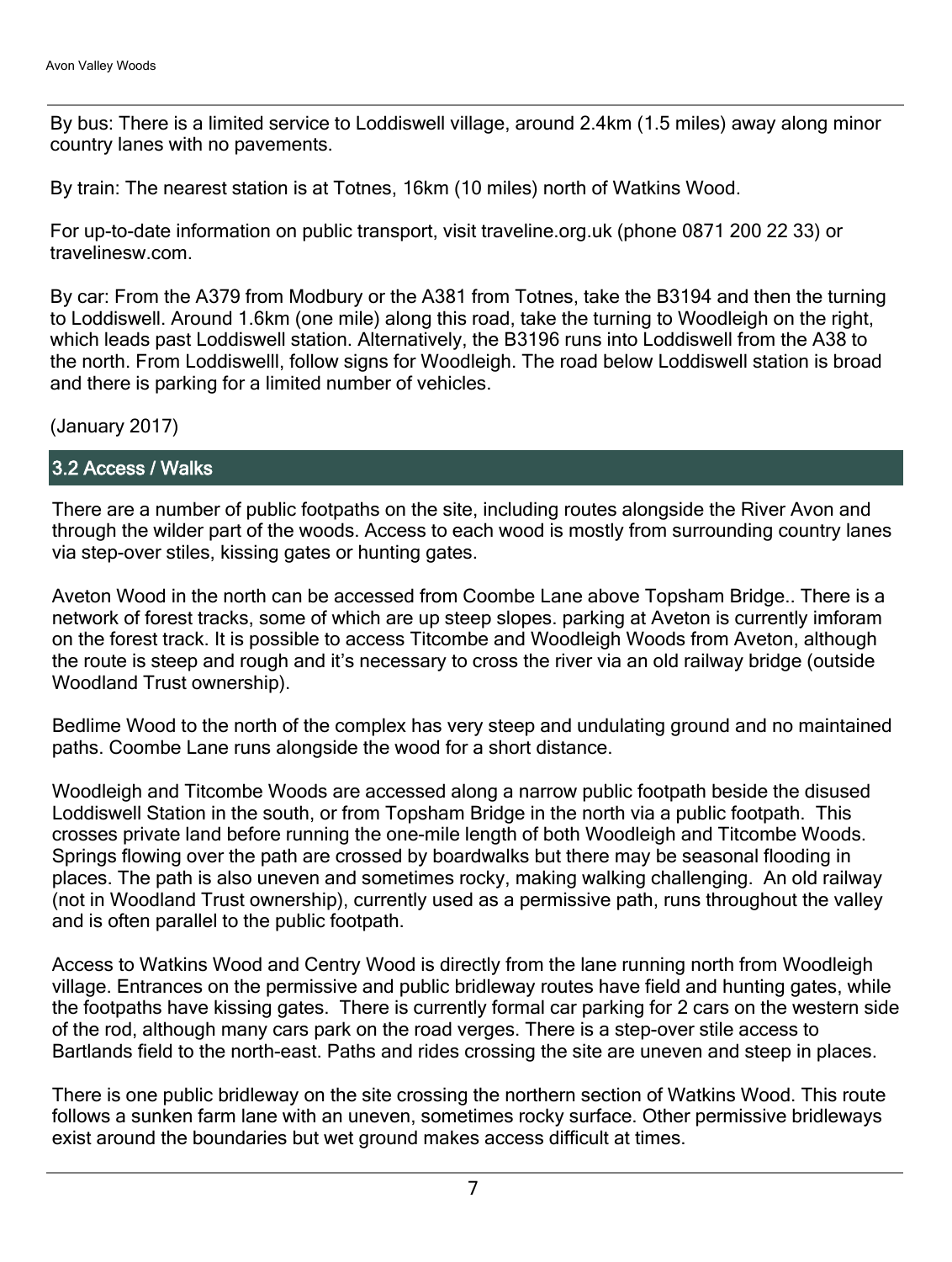By bus: There is a limited service to Loddiswell village, around 2.4km (1.5 miles) away along minor country lanes with no pavements.

By train: The nearest station is at Totnes, 16km (10 miles) north of Watkins Wood.

For up-to-date information on public transport, visit traveline.org.uk (phone 0871 200 22 33) or travelinesw.com.

By car: From the A379 from Modbury or the A381 from Totnes, take the B3194 and then the turning to Loddiswell. Around 1.6km (one mile) along this road, take the turning to Woodleigh on the right, which leads past Loddiswell station. Alternatively, the B3196 runs into Loddiswell from the A38 to the north. From Loddiswelll, follow signs for Woodleigh. The road below Loddiswell station is broad and there is parking for a limited number of vehicles.

(January 2017)

## 3.2 Access / Walks

There are a number of public footpaths on the site, including routes alongside the River Avon and through the wilder part of the woods. Access to each wood is mostly from surrounding country lanes via step-over stiles, kissing gates or hunting gates.

Aveton Wood in the north can be accessed from Coombe Lane above Topsham Bridge.. There is a network of forest tracks, some of which are up steep slopes. parking at Aveton is currently imforam on the forest track. It is possible to access Titcombe and Woodleigh Woods from Aveton, although the route is steep and rough and it's necessary to cross the river via an old railway bridge (outside Woodland Trust ownership).

Bedlime Wood to the north of the complex has very steep and undulating ground and no maintained paths. Coombe Lane runs alongside the wood for a short distance.

Woodleigh and Titcombe Woods are accessed along a narrow public footpath beside the disused Loddiswell Station in the south, or from Topsham Bridge in the north via a public footpath. This crosses private land before running the one-mile length of both Woodleigh and Titcombe Woods. Springs flowing over the path are crossed by boardwalks but there may be seasonal flooding in places. The path is also uneven and sometimes rocky, making walking challenging. An old railway (not in Woodland Trust ownership), currently used as a permissive path, runs throughout the valley and is often parallel to the public footpath.

Access to Watkins Wood and Centry Wood is directly from the lane running north from Woodleigh village. Entrances on the permissive and public bridleway routes have field and hunting gates, while the footpaths have kissing gates. There is currently formal car parking for 2 cars on the western side of the rod, although many cars park on the road verges. There is a step-over stile access to Bartlands field to the north-east. Paths and rides crossing the site are uneven and steep in places.

There is one public bridleway on the site crossing the northern section of Watkins Wood. This route follows a sunken farm lane with an uneven, sometimes rocky surface. Other permissive bridleways exist around the boundaries but wet ground makes access difficult at times.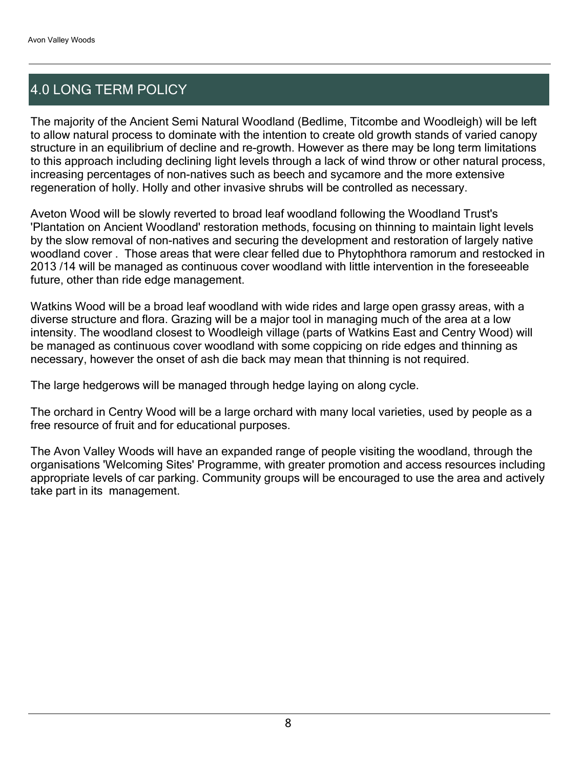## 4.0 LONG TERM POLICY

The majority of the Ancient Semi Natural Woodland (Bedlime, Titcombe and Woodleigh) will be left to allow natural process to dominate with the intention to create old growth stands of varied canopy structure in an equilibrium of decline and re-growth. However as there may be long term limitations to this approach including declining light levels through a lack of wind throw or other natural process, increasing percentages of non-natives such as beech and sycamore and the more extensive regeneration of holly. Holly and other invasive shrubs will be controlled as necessary.

Aveton Wood will be slowly reverted to broad leaf woodland following the Woodland Trust's 'Plantation on Ancient Woodland' restoration methods, focusing on thinning to maintain light levels by the slow removal of non-natives and securing the development and restoration of largely native woodland cover . Those areas that were clear felled due to Phytophthora ramorum and restocked in 2013 /14 will be managed as continuous cover woodland with little intervention in the foreseeable future, other than ride edge management.

Watkins Wood will be a broad leaf woodland with wide rides and large open grassy areas, with a diverse structure and flora. Grazing will be a major tool in managing much of the area at a low intensity. The woodland closest to Woodleigh village (parts of Watkins East and Centry Wood) will be managed as continuous cover woodland with some coppicing on ride edges and thinning as necessary, however the onset of ash die back may mean that thinning is not required.

The large hedgerows will be managed through hedge laying on along cycle.

The orchard in Centry Wood will be a large orchard with many local varieties, used by people as a free resource of fruit and for educational purposes.

The Avon Valley Woods will have an expanded range of people visiting the woodland, through the organisations 'Welcoming Sites' Programme, with greater promotion and access resources including appropriate levels of car parking. Community groups will be encouraged to use the area and actively take part in its management.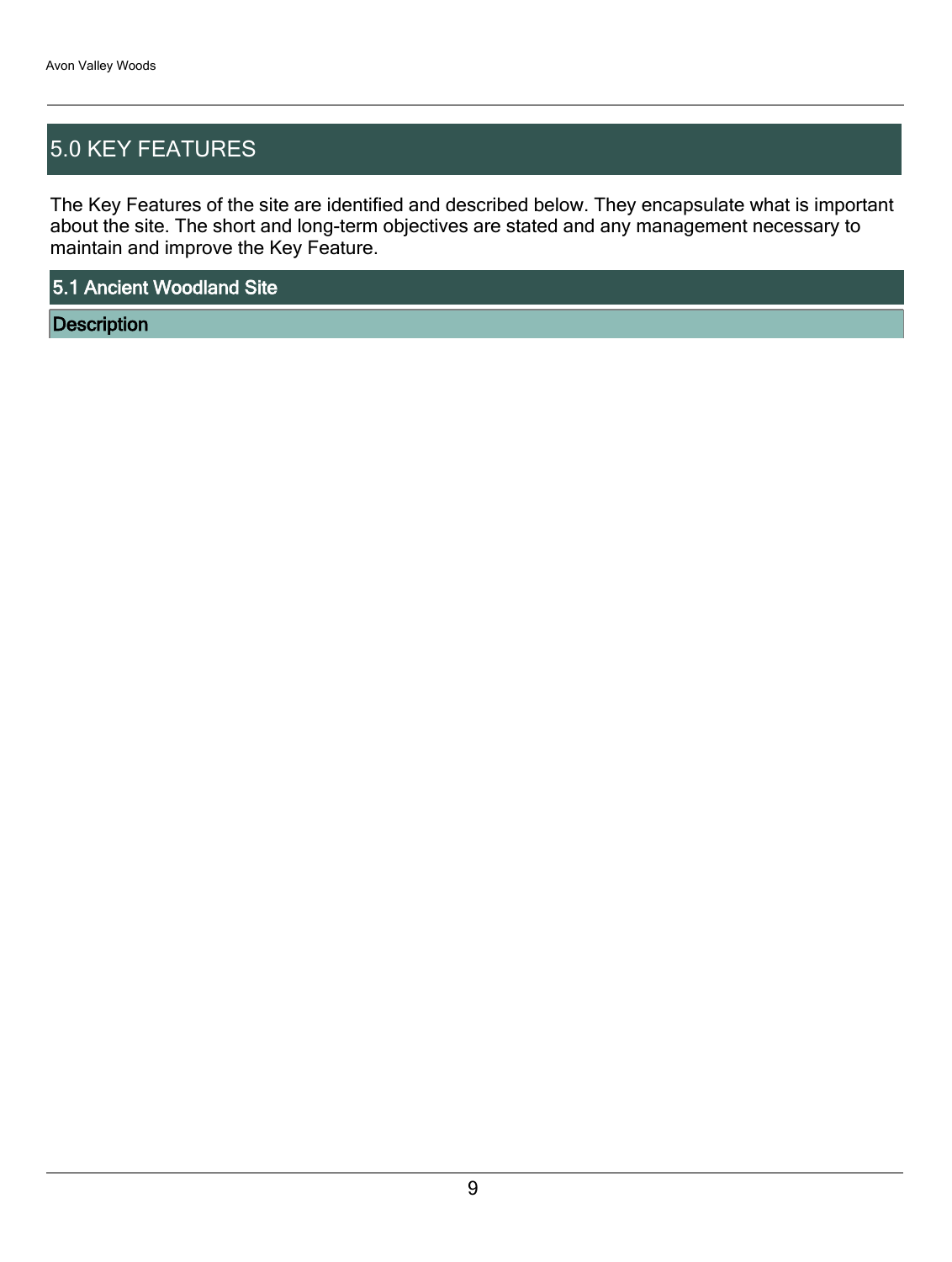## 5.0 KEY FEATURES

The Key Features of the site are identified and described below. They encapsulate what is important about the site. The short and long-term objectives are stated and any management necessary to maintain and improve the Key Feature.

### 5.1 Ancient Woodland Site

#### Description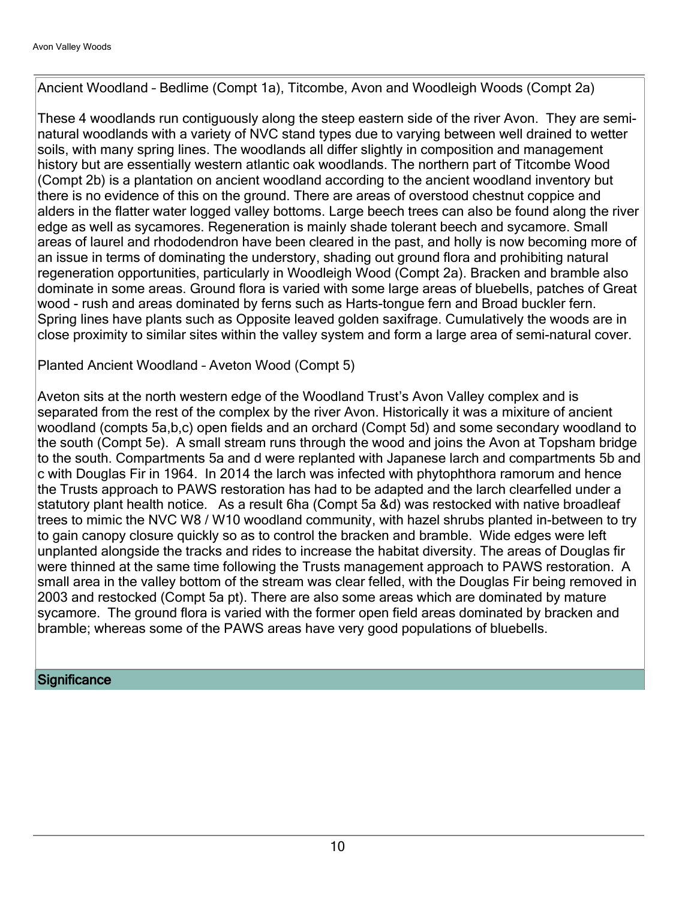Ancient Woodland – Bedlime (Compt 1a), Titcombe, Avon and Woodleigh Woods (Compt 2a)

These 4 woodlands run contiguously along the steep eastern side of the river Avon. They are semi-natural woodlands with a variety of NVC stand types due to varying between well drained to wetter soils, with many spring lines. The woodlands all differ slightly in composition and management history but are essentially western atlantic oak woodlands. The northern part of Titcombe Wood (Compt 2b) is a plantation on ancient woodland according to the ancient woodland inventory but there is no evidence of this on the ground. There are areas of overstood chestnut coppice and alders in the flatter water logged valley bottoms. Large beech trees can also be found along the river edge as well as sycamores. Regeneration is mainly shade tolerant beech and sycamore. Small areas of laurel and rhododendron have been cleared in the past, and holly is now becoming more of an issue in terms of dominating the understory, shading out ground flora and prohibiting natural regeneration opportunities, particularly in Woodleigh Wood (Compt 2a). Bracken and bramble also dominate in some areas. Ground flora is varied with some large areas of bluebells, patches of Great wood - rush and areas dominated by ferns such as Harts-tongue fern and Broad buckler fern. Spring lines have plants such as Opposite leaved golden saxifrage. Cumulatively the woods are in close proximity to similar sites within the valley system and form a large area of semi-natural cover.

Planted Ancient Woodland – Aveton Wood (Compt 5)

Aveton sits at the north western edge of the Woodland Trust's Avon Valley complex and is separated from the rest of the complex by the river Avon. Historically it was a mixiture of ancient woodland (compts 5a,b,c) open fields and an orchard (Compt 5d) and some secondary woodland to the south (Compt 5e). A small stream runs through the wood and joins the Avon at Topsham bridge to the south. Compartments 5a and d were replanted with Japanese larch and compartments 5b and c with Douglas Fir in 1964. In 2014 the larch was infected with phytophthora ramorum and hence the Trusts approach to PAWS restoration has had to be adapted and the larch clearfelled under a statutory plant health notice. As a result 6ha (Compt 5a &d) was restocked with native broadleaf trees to mimic the NVC W8 / W10 woodland community, with hazel shrubs planted in-between to try to gain canopy closure quickly so as to control the bracken and bramble. Wide edges were left unplanted alongside the tracks and rides to increase the habitat diversity. The areas of Douglas fir were thinned at the same time following the Trusts management approach to PAWS restoration. A small area in the valley bottom of the stream was clear felled, with the Douglas Fir being removed in 2003 and restocked (Compt 5a pt). There are also some areas which are dominated by mature sycamore. The ground flora is varied with the former open field areas dominated by bracken and bramble; whereas some of the PAWS areas have very good populations of bluebells.

## Significance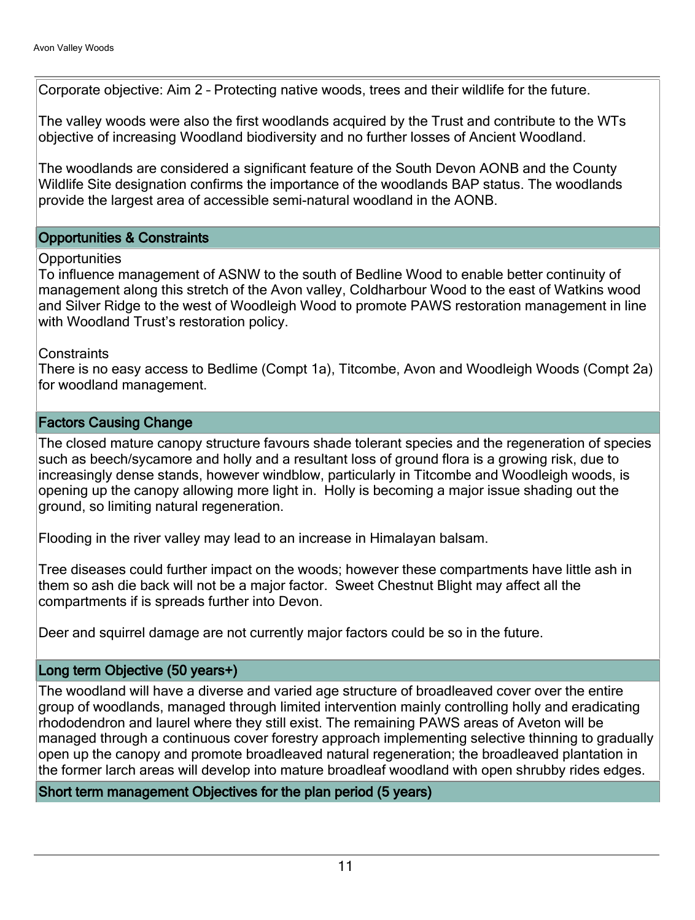Corporate objective: Aim 2 – Protecting native woods, trees and their wildlife for the future.

The valley woods were also the first woodlands acquired by the Trust and contribute to the WTs objective of increasing Woodland biodiversity and no further losses of Ancient Woodland.

The woodlands are considered a significant feature of the South Devon AONB and the County Wildlife Site designation confirms the importance of the woodlands BAP status. The woodlands provide the largest area of accessible semi-natural woodland in the AONB.

## Opportunities & Constraints

Opportunities
To influence management of ASNW to the south of Bedline Wood to enable better continuity of management along this stretch of the Avon valley, Coldharbour Wood to the east of Watkins wood and Silver Ridge to the west of Woodleigh Wood to promote PAWS restoration management in line with Woodland Trust's restoration policy.

Constraints
There is no easy access to Bedlime (Compt 1a), Titcombe, Avon and Woodleigh Woods (Compt 2a) for woodland management.

## Factors Causing Change

The closed mature canopy structure favours shade tolerant species and the regeneration of species such as beech/sycamore and holly and a resultant loss of ground flora is a growing risk, due to increasingly dense stands, however windblow, particularly in Titcombe and Woodleigh woods, is opening up the canopy allowing more light in. Holly is becoming a major issue shading out the ground, so limiting natural regeneration.

Flooding in the river valley may lead to an increase in Himalayan balsam.

Tree diseases could further impact on the woods; however these compartments have little ash in them so ash die back will not be a major factor. Sweet Chestnut Blight may affect all the compartments if is spreads further into Devon.

Deer and squirrel damage are not currently major factors could be so in the future.

## Long term Objective (50 years+)

The woodland will have a diverse and varied age structure of broadleaved cover over the entire group of woodlands, managed through limited intervention mainly controlling holly and eradicating rhododendron and laurel where they still exist. The remaining PAWS areas of Aveton will be managed through a continuous cover forestry approach implementing selective thinning to gradually open up the canopy and promote broadleaved natural regeneration; the broadleaved plantation in the former larch areas will develop into mature broadleaf woodland with open shrubby rides edges.

## Short term management Objectives for the plan period (5 years)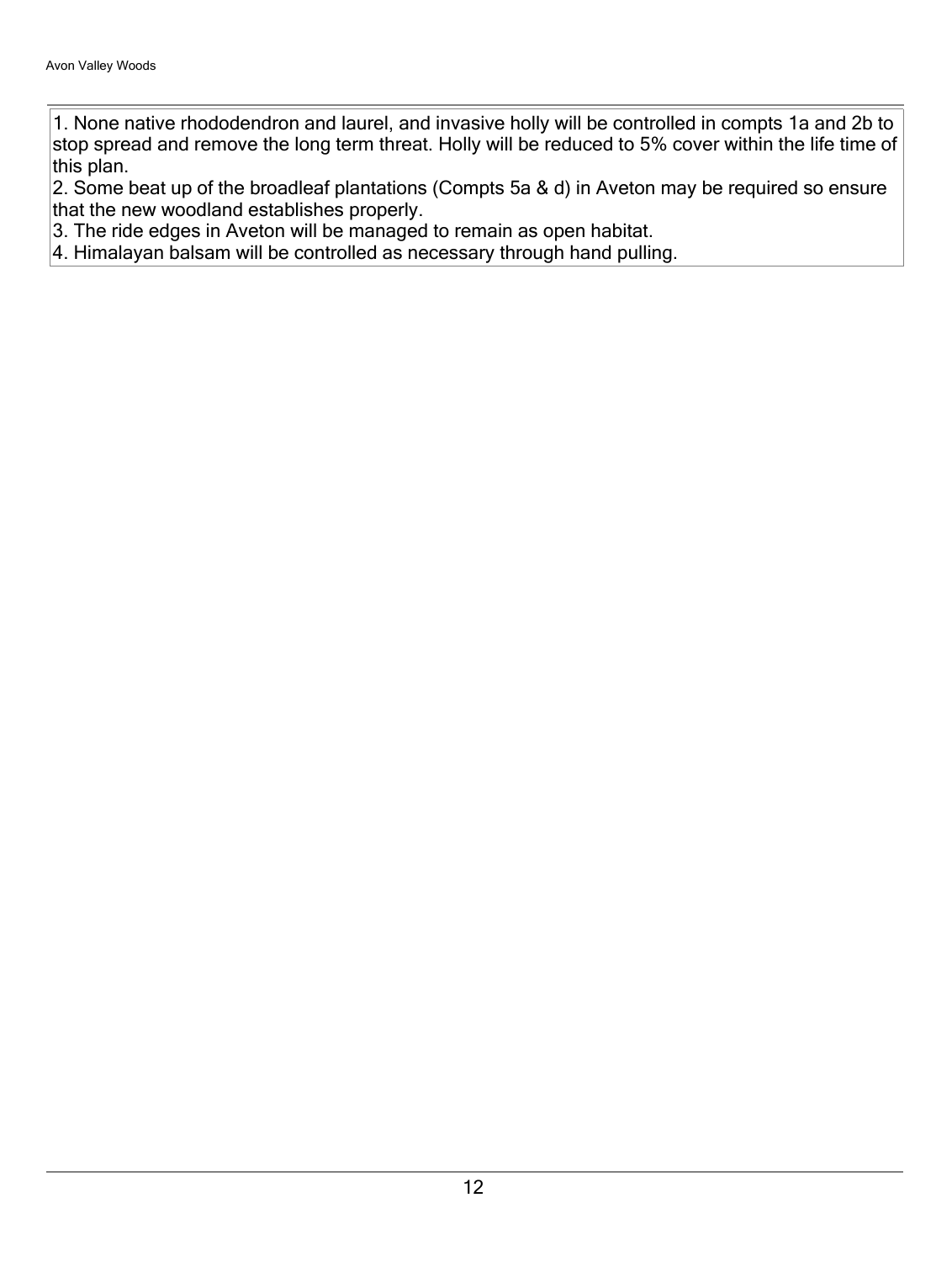1. None native rhododendron and laurel, and invasive holly will be controlled in compts 1a and 2b to stop spread and remove the long term threat. Holly will be reduced to 5% cover within the life time of this plan.
2. Some beat up of the broadleaf plantations (Compts 5a & d) in Aveton may be required so ensure that the new woodland establishes properly.
3. The ride edges in Aveton will be managed to remain as open habitat.
4. Himalayan balsam will be controlled as necessary through hand pulling.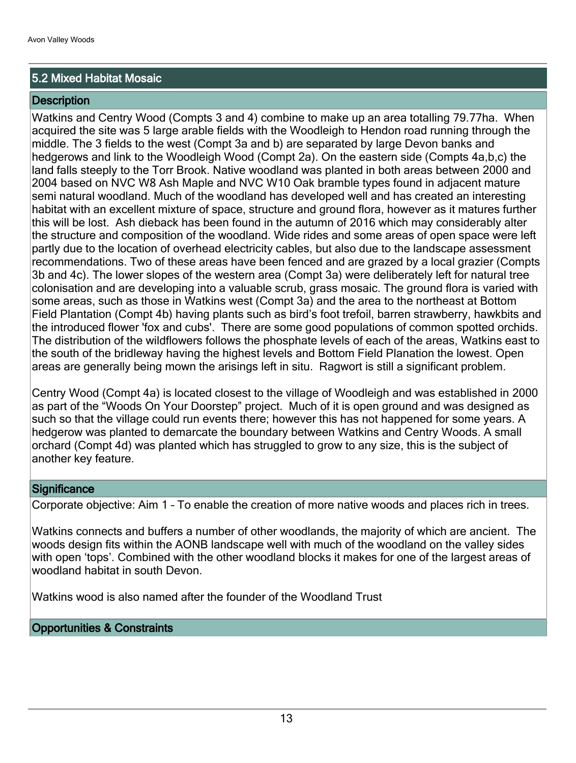## 5.2 Mixed Habitat Mosaic

### Description

Watkins and Centry Wood (Compts 3 and 4) combine to make up an area totalling 79.77ha. When acquired the site was 5 large arable fields with the Woodleigh to Hendon road running through the middle. The 3 fields to the west (Compt 3a and b) are separated by large Devon banks and hedgerows and link to the Woodleigh Wood (Compt 2a). On the eastern side (Compts 4a,b,c) the land falls steeply to the Torr Brook. Native woodland was planted in both areas between 2000 and 2004 based on NVC W8 Ash Maple and NVC W10 Oak bramble types found in adjacent mature semi natural woodland. Much of the woodland has developed well and has created an interesting habitat with an excellent mixture of space, structure and ground flora, however as it matures further this will be lost. Ash dieback has been found in the autumn of 2016 which may considerably alter the structure and composition of the woodland. Wide rides and some areas of open space were left partly due to the location of overhead electricity cables, but also due to the landscape assessment recommendations. Two of these areas have been fenced and are grazed by a local grazier (Compts 3b and 4c). The lower slopes of the western area (Compt 3a) were deliberately left for natural tree colonisation and are developing into a valuable scrub, grass mosaic. The ground flora is varied with some areas, such as those in Watkins west (Compt 3a) and the area to the northeast at Bottom Field Plantation (Compt 4b) having plants such as bird's foot trefoil, barren strawberry, hawkbits and the introduced flower 'fox and cubs'. There are some good populations of common spotted orchids. The distribution of the wildflowers follows the phosphate levels of each of the areas, Watkins east to the south of the bridleway having the highest levels and Bottom Field Planation the lowest. Open areas are generally being mown the arisings left in situ. Ragwort is still a significant problem.

Centry Wood (Compt 4a) is located closest to the village of Woodleigh and was established in 2000 as part of the "Woods On Your Doorstep" project. Much of it is open ground and was designed as such so that the village could run events there; however this has not happened for some years. A hedgerow was planted to demarcate the boundary between Watkins and Centry Woods. A small orchard (Compt 4d) was planted which has struggled to grow to any size, this is the subject of another key feature.

### Significance

Corporate objective: Aim 1 – To enable the creation of more native woods and places rich in trees.

Watkins connects and buffers a number of other woodlands, the majority of which are ancient. The woods design fits within the AONB landscape well with much of the woodland on the valley sides with open 'tops'. Combined with the other woodland blocks it makes for one of the largest areas of woodland habitat in south Devon.

Watkins wood is also named after the founder of the Woodland Trust

### Opportunities & Constraints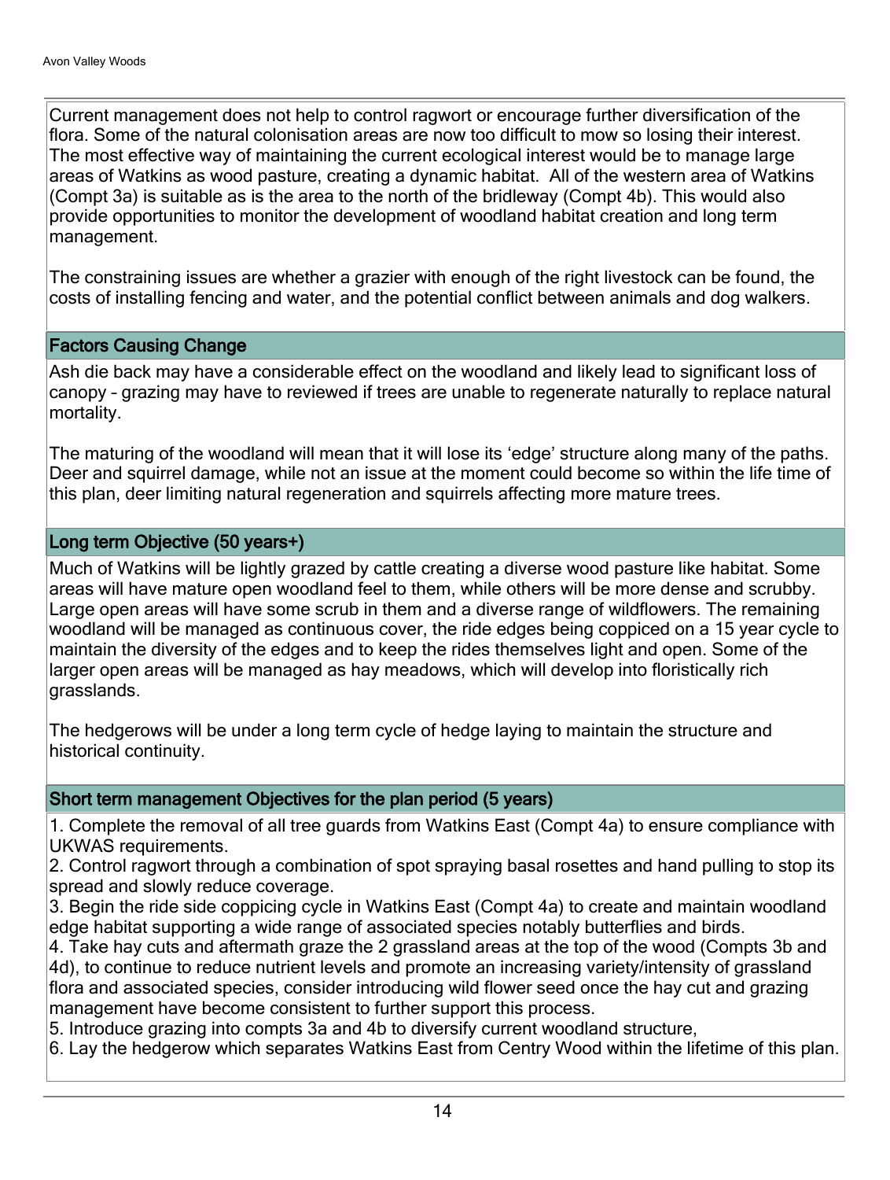Current management does not help to control ragwort or encourage further diversification of the flora. Some of the natural colonisation areas are now too difficult to mow so losing their interest. The most effective way of maintaining the current ecological interest would be to manage large areas of Watkins as wood pasture, creating a dynamic habitat. All of the western area of Watkins (Compt 3a) is suitable as is the area to the north of the bridleway (Compt 4b). This would also provide opportunities to monitor the development of woodland habitat creation and long term management.

The constraining issues are whether a grazier with enough of the right livestock can be found, the costs of installing fencing and water, and the potential conflict between animals and dog walkers.

## Factors Causing Change

Ash die back may have a considerable effect on the woodland and likely lead to significant loss of canopy – grazing may have to reviewed if trees are unable to regenerate naturally to replace natural mortality.

The maturing of the woodland will mean that it will lose its 'edge' structure along many of the paths. Deer and squirrel damage, while not an issue at the moment could become so within the life time of this plan, deer limiting natural regeneration and squirrels affecting more mature trees.

## Long term Objective (50 years+)

Much of Watkins will be lightly grazed by cattle creating a diverse wood pasture like habitat. Some areas will have mature open woodland feel to them, while others will be more dense and scrubby. Large open areas will have some scrub in them and a diverse range of wildflowers. The remaining woodland will be managed as continuous cover, the ride edges being coppiced on a 15 year cycle to maintain the diversity of the edges and to keep the rides themselves light and open. Some of the larger open areas will be managed as hay meadows, which will develop into floristically rich grasslands.

The hedgerows will be under a long term cycle of hedge laying to maintain the structure and historical continuity.

## Short term management Objectives for the plan period (5 years)

1. Complete the removal of all tree guards from Watkins East (Compt 4a) to ensure compliance with UKWAS requirements.
2. Control ragwort through a combination of spot spraying basal rosettes and hand pulling to stop its spread and slowly reduce coverage.
3. Begin the ride side coppicing cycle in Watkins East (Compt 4a) to create and maintain woodland edge habitat supporting a wide range of associated species notably butterflies and birds.
4. Take hay cuts and aftermath graze the 2 grassland areas at the top of the wood (Compts 3b and 4d), to continue to reduce nutrient levels and promote an increasing variety/intensity of grassland flora and associated species, consider introducing wild flower seed once the hay cut and grazing management have become consistent to further support this process.
5. Introduce grazing into compts 3a and 4b to diversify current woodland structure,
6. Lay the hedgerow which separates Watkins East from Centry Wood within the lifetime of this plan.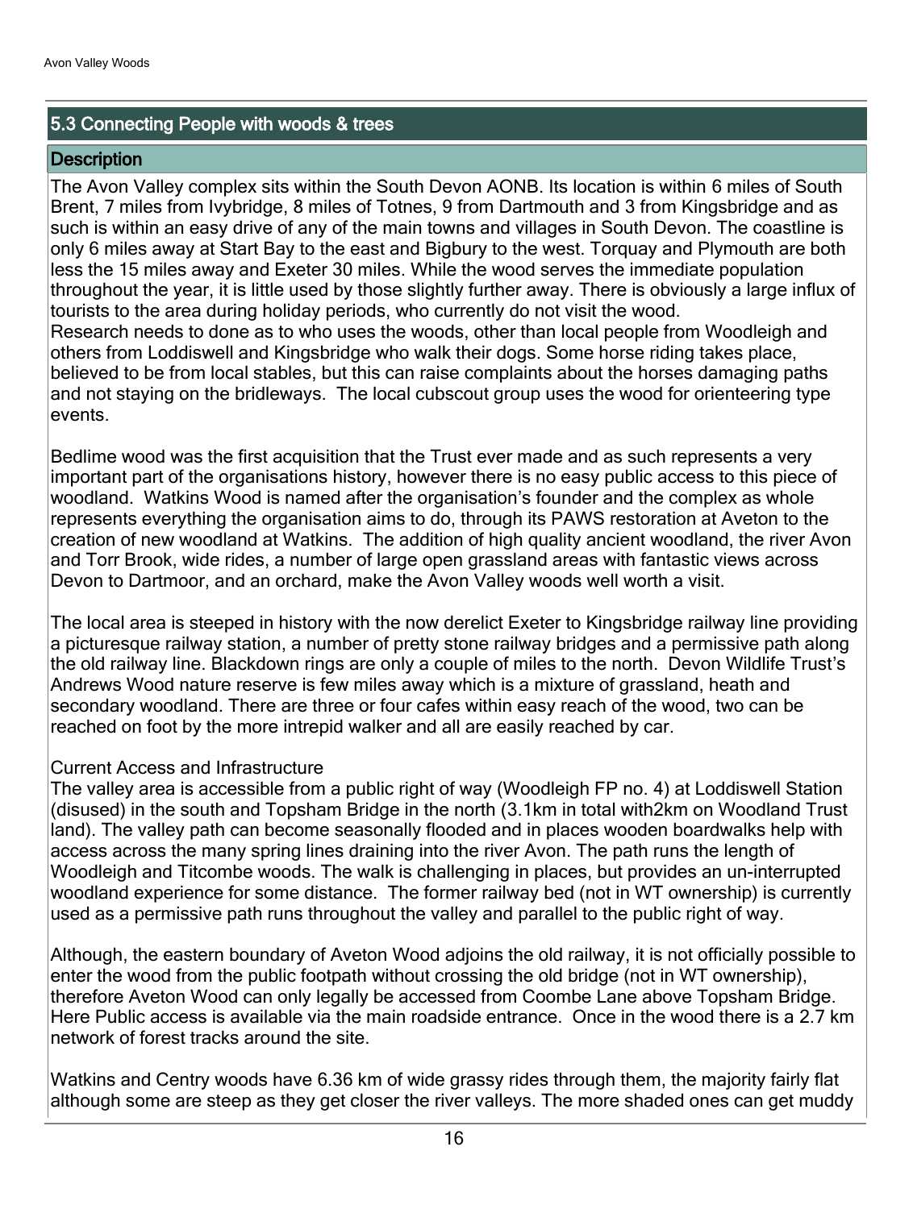## 5.3 Connecting People with woods & trees

### Description

The Avon Valley complex sits within the South Devon AONB. Its location is within 6 miles of South Brent, 7 miles from Ivybridge, 8 miles of Totnes, 9 from Dartmouth and 3 from Kingsbridge and as such is within an easy drive of any of the main towns and villages in South Devon. The coastline is only 6 miles away at Start Bay to the east and Bigbury to the west. Torquay and Plymouth are both less the 15 miles away and Exeter 30 miles. While the wood serves the immediate population throughout the year, it is little used by those slightly further away. There is obviously a large influx of tourists to the area during holiday periods, who currently do not visit the wood.
Research needs to done as to who uses the woods, other than local people from Woodleigh and others from Loddiswell and Kingsbridge who walk their dogs. Some horse riding takes place, believed to be from local stables, but this can raise complaints about the horses damaging paths and not staying on the bridleways. The local cubscout group uses the wood for orienteering type events.

Bedlime wood was the first acquisition that the Trust ever made and as such represents a very important part of the organisations history, however there is no easy public access to this piece of woodland. Watkins Wood is named after the organisation's founder and the complex as whole represents everything the organisation aims to do, through its PAWS restoration at Aveton to the creation of new woodland at Watkins. The addition of high quality ancient woodland, the river Avon and Torr Brook, wide rides, a number of large open grassland areas with fantastic views across Devon to Dartmoor, and an orchard, make the Avon Valley woods well worth a visit.

The local area is steeped in history with the now derelict Exeter to Kingsbridge railway line providing a picturesque railway station, a number of pretty stone railway bridges and a permissive path along the old railway line. Blackdown rings are only a couple of miles to the north. Devon Wildlife Trust's Andrews Wood nature reserve is few miles away which is a mixture of grassland, heath and secondary woodland. There are three or four cafes within easy reach of the wood, two can be reached on foot by the more intrepid walker and all are easily reached by car.

Current Access and Infrastructure
The valley area is accessible from a public right of way (Woodleigh FP no. 4) at Loddiswell Station (disused) in the south and Topsham Bridge in the north (3.1km in total with2km on Woodland Trust land). The valley path can become seasonally flooded and in places wooden boardwalks help with access across the many spring lines draining into the river Avon. The path runs the length of Woodleigh and Titcombe woods. The walk is challenging in places, but provides an un-interrupted woodland experience for some distance. The former railway bed (not in WT ownership) is currently used as a permissive path runs throughout the valley and parallel to the public right of way.

Although, the eastern boundary of Aveton Wood adjoins the old railway, it is not officially possible to enter the wood from the public footpath without crossing the old bridge (not in WT ownership), therefore Aveton Wood can only legally be accessed from Coombe Lane above Topsham Bridge. Here Public access is available via the main roadside entrance. Once in the wood there is a 2.7 km network of forest tracks around the site.

Watkins and Centry woods have 6.36 km of wide grassy rides through them, the majority fairly flat although some are steep as they get closer the river valleys. The more shaded ones can get muddy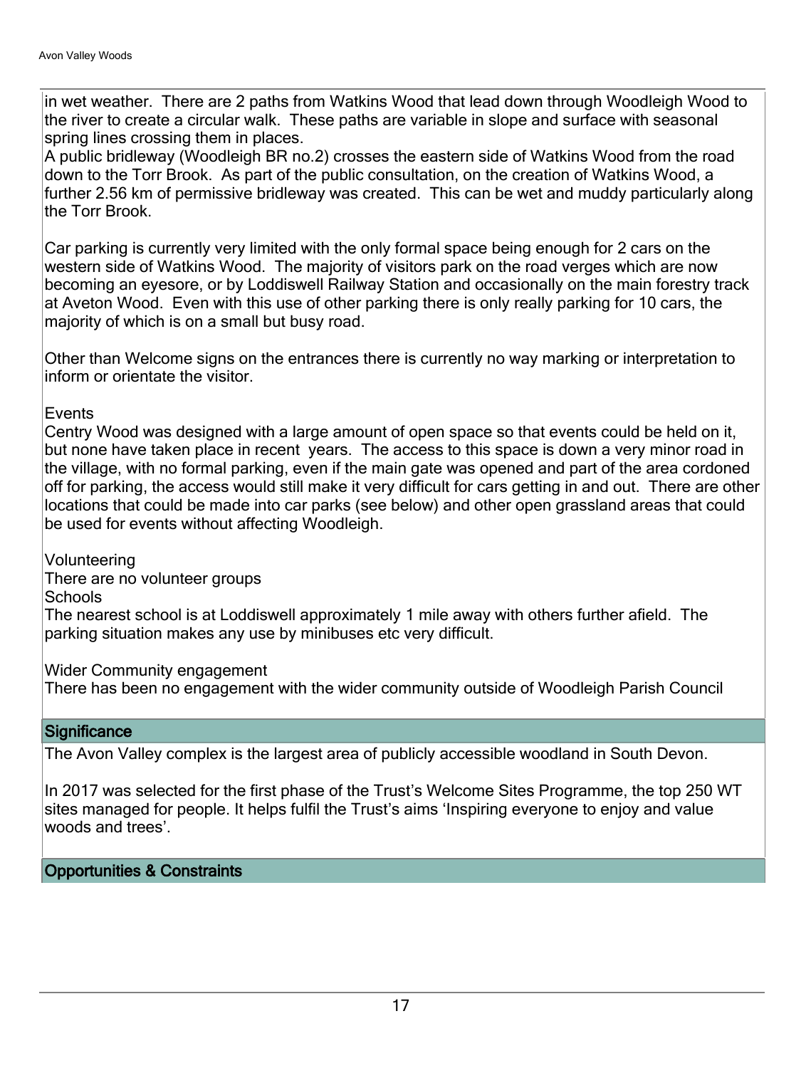in wet weather. There are 2 paths from Watkins Wood that lead down through Woodleigh Wood to the river to create a circular walk. These paths are variable in slope and surface with seasonal spring lines crossing them in places.

A public bridleway (Woodleigh BR no.2) crosses the eastern side of Watkins Wood from the road down to the Torr Brook. As part of the public consultation, on the creation of Watkins Wood, a further 2.56 km of permissive bridleway was created. This can be wet and muddy particularly along the Torr Brook.

Car parking is currently very limited with the only formal space being enough for 2 cars on the western side of Watkins Wood. The majority of visitors park on the road verges which are now becoming an eyesore, or by Loddiswell Railway Station and occasionally on the main forestry track at Aveton Wood. Even with this use of other parking there is only really parking for 10 cars, the majority of which is on a small but busy road.

Other than Welcome signs on the entrances there is currently no way marking or interpretation to inform or orientate the visitor.

Events

Centry Wood was designed with a large amount of open space so that events could be held on it, but none have taken place in recent years. The access to this space is down a very minor road in the village, with no formal parking, even if the main gate was opened and part of the area cordoned off for parking, the access would still make it very difficult for cars getting in and out. There are other locations that could be made into car parks (see below) and other open grassland areas that could be used for events without affecting Woodleigh.

Volunteering

There are no volunteer groups

Schools

The nearest school is at Loddiswell approximately 1 mile away with others further afield. The parking situation makes any use by minibuses etc very difficult.

Wider Community engagement

There has been no engagement with the wider community outside of Woodleigh Parish Council

## Significance

The Avon Valley complex is the largest area of publicly accessible woodland in South Devon.

In 2017 was selected for the first phase of the Trust's Welcome Sites Programme, the top 250 WT sites managed for people. It helps fulfil the Trust's aims 'Inspiring everyone to enjoy and value woods and trees'.

## Opportunities & Constraints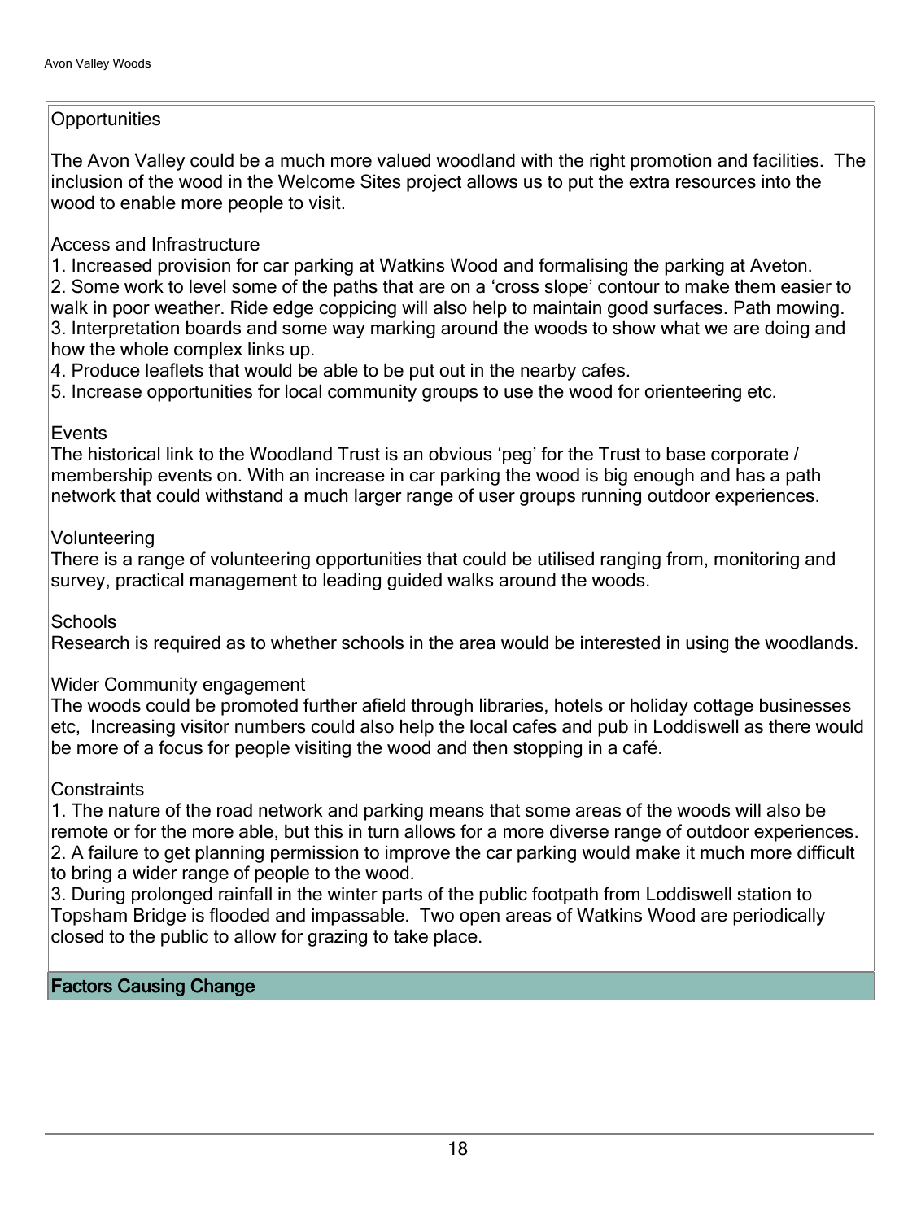## Opportunities

The Avon Valley could be a much more valued woodland with the right promotion and facilities. The inclusion of the wood in the Welcome Sites project allows us to put the extra resources into the wood to enable more people to visit.

### Access and Infrastructure

1. Increased provision for car parking at Watkins Wood and formalising the parking at Aveton.
2. Some work to level some of the paths that are on a 'cross slope' contour to make them easier to walk in poor weather. Ride edge coppicing will also help to maintain good surfaces. Path mowing.
3. Interpretation boards and some way marking around the woods to show what we are doing and how the whole complex links up.
4. Produce leaflets that would be able to be put out in the nearby cafes.
5. Increase opportunities for local community groups to use the wood for orienteering etc.

### Events

The historical link to the Woodland Trust is an obvious 'peg' for the Trust to base corporate / membership events on. With an increase in car parking the wood is big enough and has a path network that could withstand a much larger range of user groups running outdoor experiences.

### Volunteering

There is a range of volunteering opportunities that could be utilised ranging from, monitoring and survey, practical management to leading guided walks around the woods.

### Schools

Research is required as to whether schools in the area would be interested in using the woodlands.

### Wider Community engagement

The woods could be promoted further afield through libraries, hotels or holiday cottage businesses etc, Increasing visitor numbers could also help the local cafes and pub in Loddiswell as there would be more of a focus for people visiting the wood and then stopping in a café.

### Constraints

1. The nature of the road network and parking means that some areas of the woods will also be remote or for the more able, but this in turn allows for a more diverse range of outdoor experiences.
2. A failure to get planning permission to improve the car parking would make it much more difficult to bring a wider range of people to the wood.
3. During prolonged rainfall in the winter parts of the public footpath from Loddiswell station to Topsham Bridge is flooded and impassable. Two open areas of Watkins Wood are periodically closed to the public to allow for grazing to take place.

## Factors Causing Change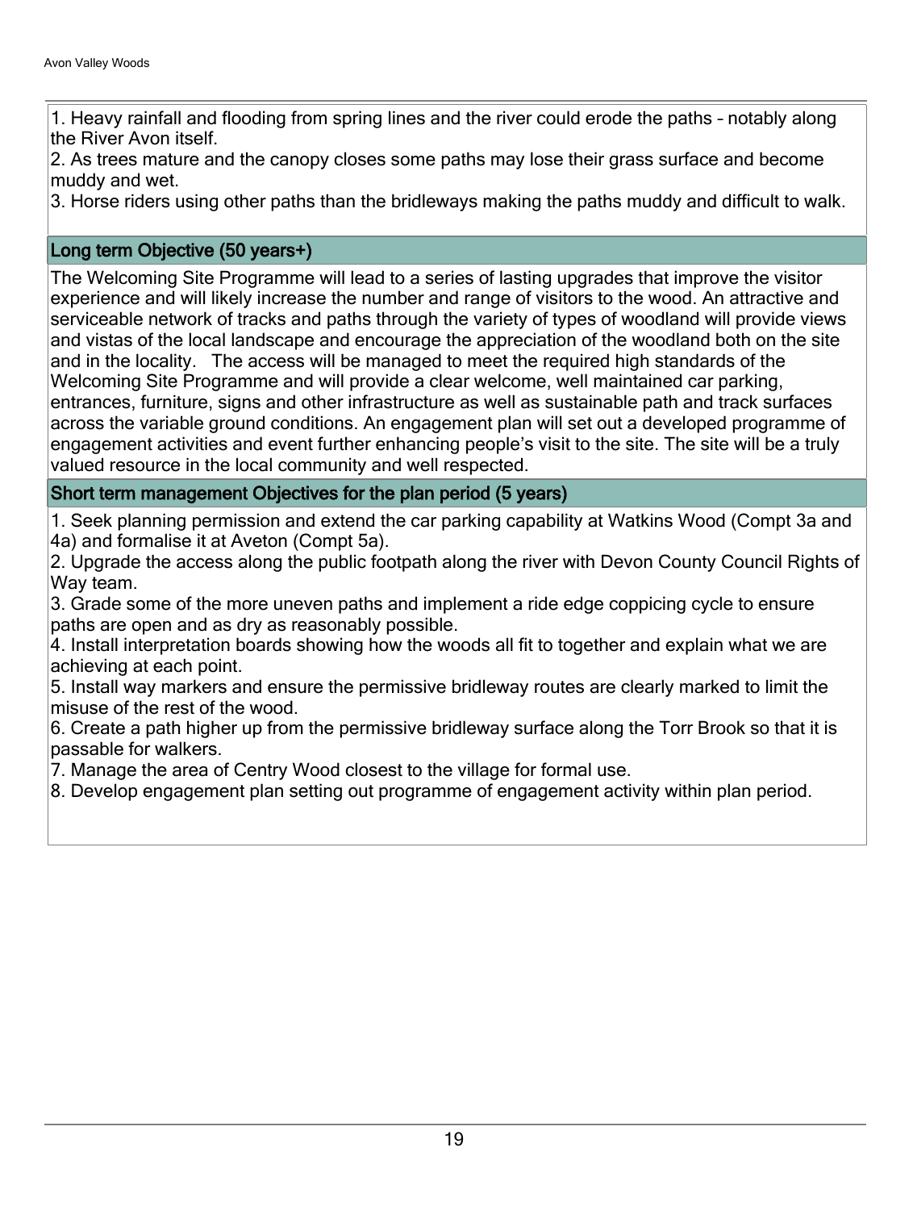1. Heavy rainfall and flooding from spring lines and the river could erode the paths – notably along the River Avon itself.
2. As trees mature and the canopy closes some paths may lose their grass surface and become muddy and wet.
3. Horse riders using other paths than the bridleways making the paths muddy and difficult to walk.

### Long term Objective (50 years+)

The Welcoming Site Programme will lead to a series of lasting upgrades that improve the visitor experience and will likely increase the number and range of visitors to the wood. An attractive and serviceable network of tracks and paths through the variety of types of woodland will provide views and vistas of the local landscape and encourage the appreciation of the woodland both on the site and in the locality. The access will be managed to meet the required high standards of the Welcoming Site Programme and will provide a clear welcome, well maintained car parking, entrances, furniture, signs and other infrastructure as well as sustainable path and track surfaces across the variable ground conditions. An engagement plan will set out a developed programme of engagement activities and event further enhancing people's visit to the site. The site will be a truly valued resource in the local community and well respected.

### Short term management Objectives for the plan period (5 years)

1. Seek planning permission and extend the car parking capability at Watkins Wood (Compt 3a and 4a) and formalise it at Aveton (Compt 5a).
2. Upgrade the access along the public footpath along the river with Devon County Council Rights of Way team.
3. Grade some of the more uneven paths and implement a ride edge coppicing cycle to ensure paths are open and as dry as reasonably possible.
4. Install interpretation boards showing how the woods all fit to together and explain what we are achieving at each point.
5. Install way markers and ensure the permissive bridleway routes are clearly marked to limit the misuse of the rest of the wood.
6. Create a path higher up from the permissive bridleway surface along the Torr Brook so that it is passable for walkers.
7. Manage the area of Centry Wood closest to the village for formal use.
8. Develop engagement plan setting out programme of engagement activity within plan period.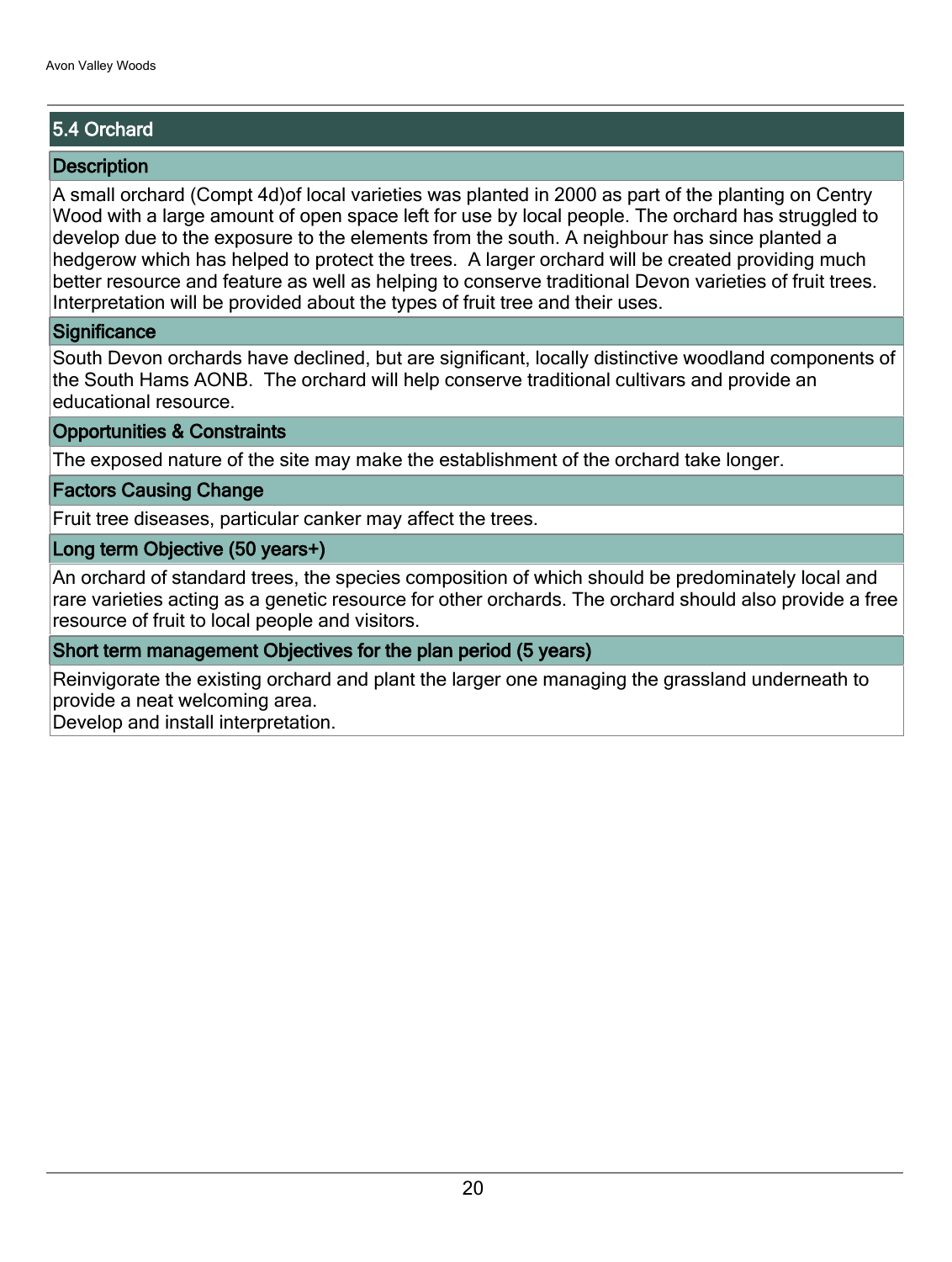## 5.4 Orchard

### Description

A small orchard (Compt 4d)of local varieties was planted in 2000 as part of the planting on Centry Wood with a large amount of open space left for use by local people. The orchard has struggled to develop due to the exposure to the elements from the south. A neighbour has since planted a hedgerow which has helped to protect the trees. A larger orchard will be created providing much better resource and feature as well as helping to conserve traditional Devon varieties of fruit trees. Interpretation will be provided about the types of fruit tree and their uses.

### Significance

South Devon orchards have declined, but are significant, locally distinctive woodland components of the South Hams AONB. The orchard will help conserve traditional cultivars and provide an educational resource.

### Opportunities & Constraints

The exposed nature of the site may make the establishment of the orchard take longer.

### Factors Causing Change

Fruit tree diseases, particular canker may affect the trees.

### Long term Objective (50 years+)

An orchard of standard trees, the species composition of which should be predominately local and rare varieties acting as a genetic resource for other orchards. The orchard should also provide a free resource of fruit to local people and visitors.

### Short term management Objectives for the plan period (5 years)

Reinvigorate the existing orchard and plant the larger one managing the grassland underneath to provide a neat welcoming area.
Develop and install interpretation.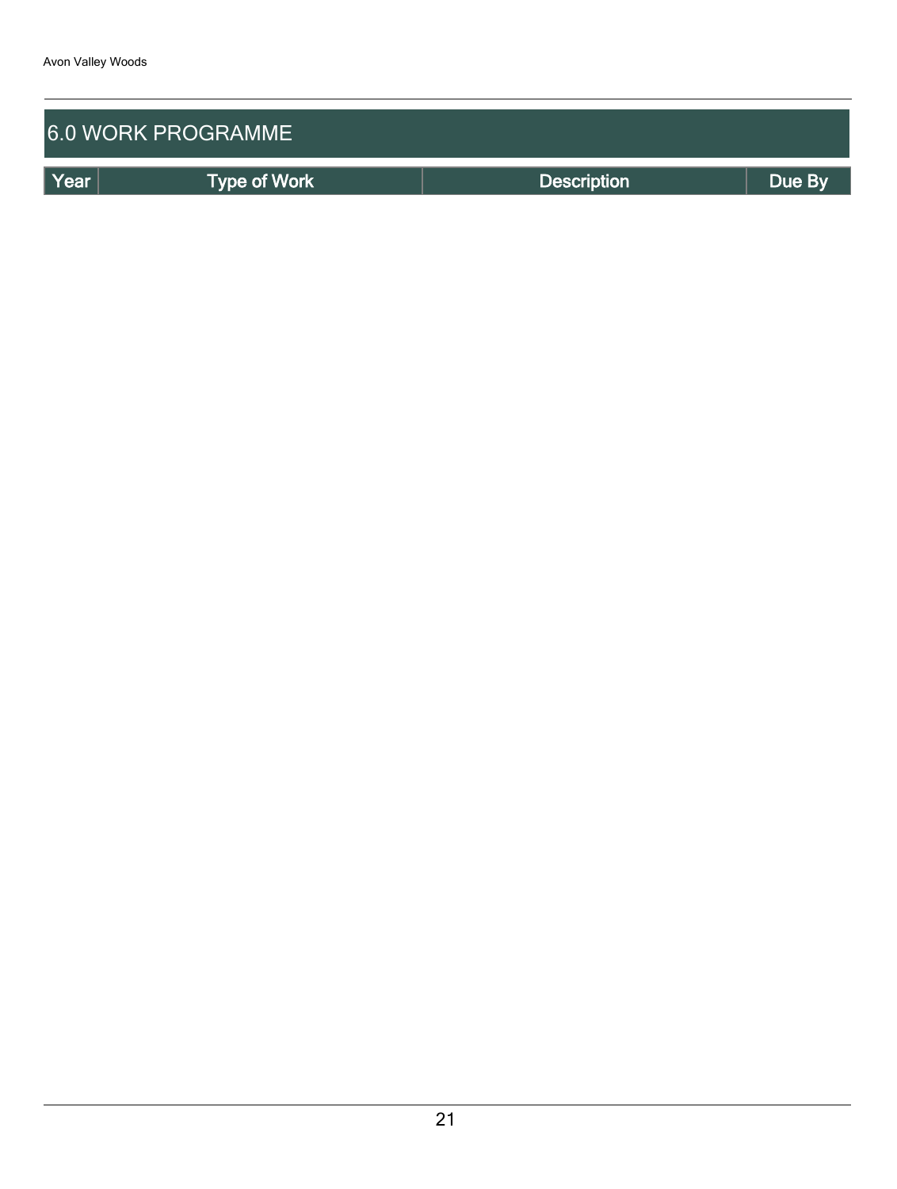## 6.0 WORK PROGRAMME

| Year | Type of Work | Description | Due By |
| --- | --- | --- | --- |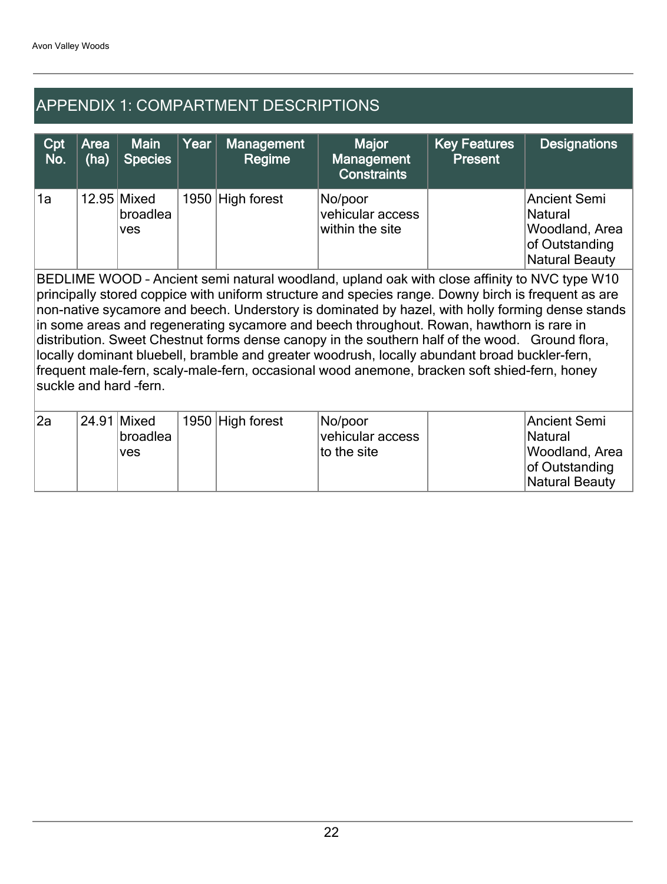## APPENDIX 1: COMPARTMENT DESCRIPTIONS

| Cpt No. | Area (ha) | Main Species | Year | Management Regime | Major Management Constraints | Key Features Present | Designations |
|---|---|---|---|---|---|---|---|
| 1a | 12.95 | Mixed broadleaves | 1950 | High forest | No/poor vehicular access within the site | | Ancient Semi Natural Woodland, Area of Outstanding Natural Beauty |
| BEDLIME WOOD – Ancient semi natural woodland, upland oak with close affinity to NVC type W10 principally stored coppice with uniform structure and species range. Downy birch is frequent as are non-native sycamore and beech. Understory is dominated by hazel, with holly forming dense stands in some areas and regenerating sycamore and beech throughout. Rowan, hawthorn is rare in distribution. Sweet Chestnut forms dense canopy in the southern half of the wood. Ground flora, locally dominant bluebell, bramble and greater woodrush, locally abundant broad buckler-fern, frequent male-fern, scaly-male-fern, occasional wood anemone, bracken soft shied-fern, honey suckle and hard –fern. | | | | | | | |
| 2a | 24.91 | Mixed broadleaves | 1950 | High forest | No/poor vehicular access to the site | | Ancient Semi Natural Woodland, Area of Outstanding Natural Beauty |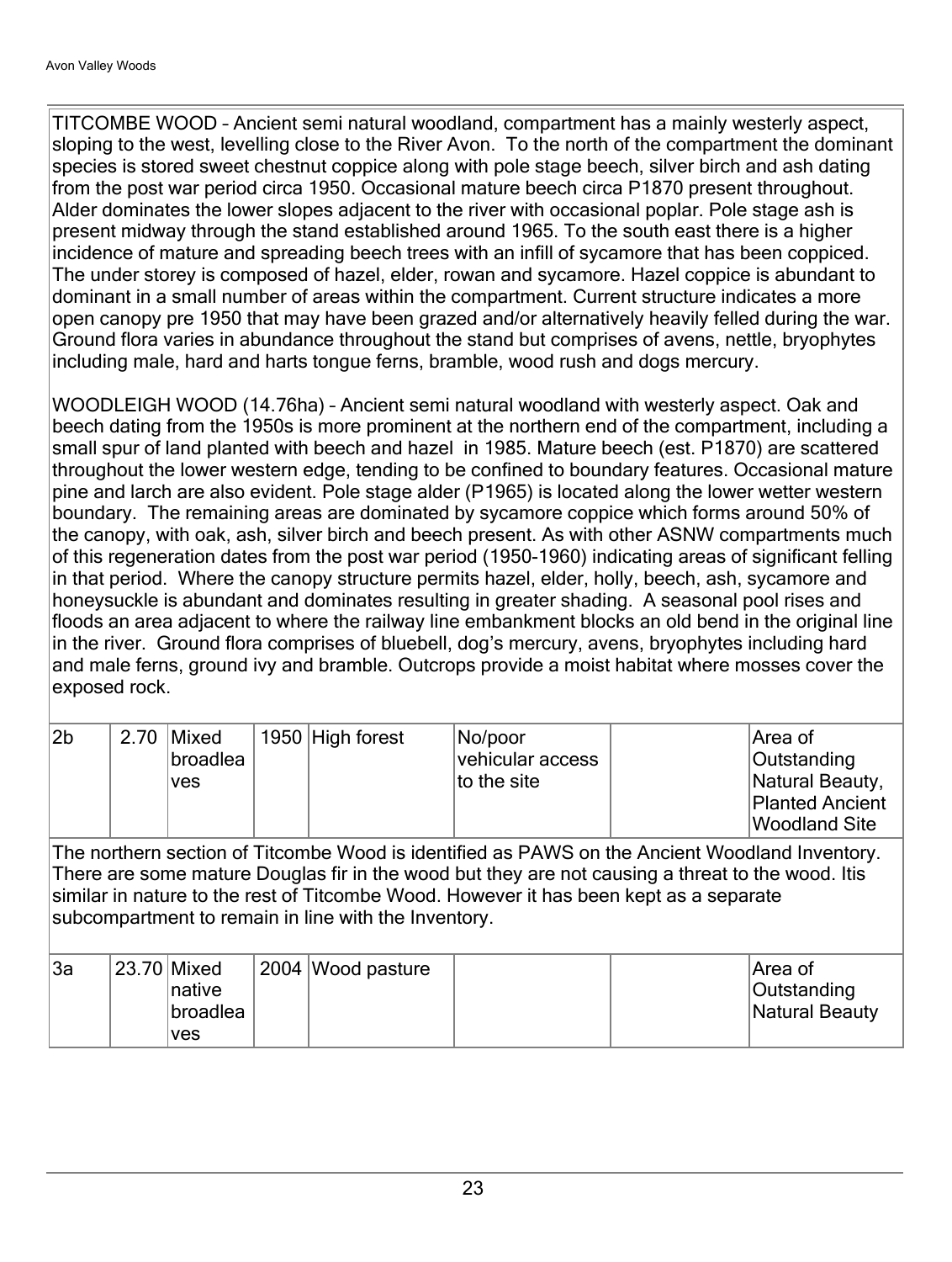TITCOMBE WOOD – Ancient semi natural woodland, compartment has a mainly westerly aspect, sloping to the west, levelling close to the River Avon. To the north of the compartment the dominant species is stored sweet chestnut coppice along with pole stage beech, silver birch and ash dating from the post war period circa 1950. Occasional mature beech circa P1870 present throughout. Alder dominates the lower slopes adjacent to the river with occasional poplar. Pole stage ash is present midway through the stand established around 1965. To the south east there is a higher incidence of mature and spreading beech trees with an infill of sycamore that has been coppiced. The under storey is composed of hazel, elder, rowan and sycamore. Hazel coppice is abundant to dominant in a small number of areas within the compartment. Current structure indicates a more open canopy pre 1950 that may have been grazed and/or alternatively heavily felled during the war. Ground flora varies in abundance throughout the stand but comprises of avens, nettle, bryophytes including male, hard and harts tongue ferns, bramble, wood rush and dogs mercury.

WOODLEIGH WOOD (14.76ha) – Ancient semi natural woodland with westerly aspect. Oak and beech dating from the 1950s is more prominent at the northern end of the compartment, including a small spur of land planted with beech and hazel in 1985. Mature beech (est. P1870) are scattered throughout the lower western edge, tending to be confined to boundary features. Occasional mature pine and larch are also evident. Pole stage alder (P1965) is located along the lower wetter western boundary. The remaining areas are dominated by sycamore coppice which forms around 50% of the canopy, with oak, ash, silver birch and beech present. As with other ASNW compartments much of this regeneration dates from the post war period (1950-1960) indicating areas of significant felling in that period. Where the canopy structure permits hazel, elder, holly, beech, ash, sycamore and honeysuckle is abundant and dominates resulting in greater shading. A seasonal pool rises and floods an area adjacent to where the railway line embankment blocks an old bend in the original line in the river. Ground flora comprises of bluebell, dog's mercury, avens, bryophytes including hard and male ferns, ground ivy and bramble. Outcrops provide a moist habitat where mosses cover the exposed rock.

| | | | | | | | |
|---|---|---|---|---|---|---|---|
| 2b | 2.70 | Mixed broadleaves | 1950 | High forest | No/poor vehicular access to the site | | Area of Outstanding Natural Beauty, Planted Ancient Woodland Site |

The northern section of Titcombe Wood is identified as PAWS on the Ancient Woodland Inventory. There are some mature Douglas fir in the wood but they are not causing a threat to the wood. Itis similar in nature to the rest of Titcombe Wood. However it has been kept as a separate subcompartment to remain in line with the Inventory.

| | | | | | | | |
|---|---|---|---|---|---|---|---|
| 3a | 23.70 | Mixed native broadleaves | 2004 | Wood pasture | | | Area of Outstanding Natural Beauty |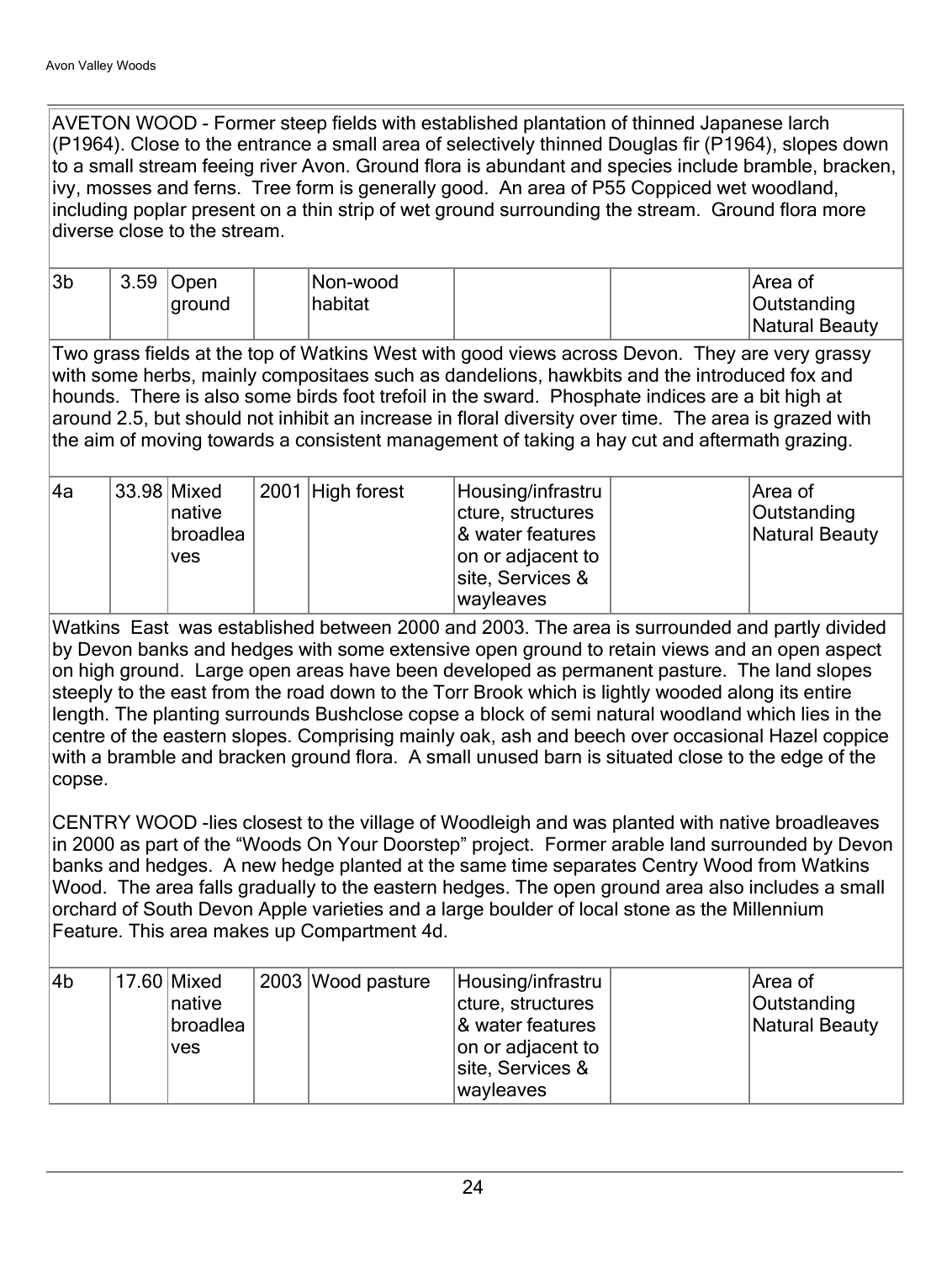AVETON WOOD - Former steep fields with established plantation of thinned Japanese larch (P1964). Close to the entrance a small area of selectively thinned Douglas fir (P1964), slopes down to a small stream feeing river Avon. Ground flora is abundant and species include bramble, bracken, ivy, mosses and ferns. Tree form is generally good. An area of P55 Coppiced wet woodland, including poplar present on a thin strip of wet ground surrounding the stream. Ground flora more diverse close to the stream.

| | | | | | | | |
|---|---|---|---|---|---|---|---|
| 3b | 3.59 | Open ground | | Non-wood habitat | | | Area of Outstanding Natural Beauty |

Two grass fields at the top of Watkins West with good views across Devon. They are very grassy with some herbs, mainly compositaes such as dandelions, hawkbits and the introduced fox and hounds. There is also some birds foot trefoil in the sward. Phosphate indices are a bit high at around 2.5, but should not inhibit an increase in floral diversity over time. The area is grazed with the aim of moving towards a consistent management of taking a hay cut and aftermath grazing.

| | | | | | | | |
|---|---|---|---|---|---|---|---|
| 4a | 33.98 | Mixed native broadleaves | 2001 | High forest | Housing/infrastructure, structures & water features on or adjacent to site, Services & wayleaves | | Area of Outstanding Natural Beauty |

Watkins East was established between 2000 and 2003. The area is surrounded and partly divided by Devon banks and hedges with some extensive open ground to retain views and an open aspect on high ground. Large open areas have been developed as permanent pasture. The land slopes steeply to the east from the road down to the Torr Brook which is lightly wooded along its entire length. The planting surrounds Bushclose copse a block of semi natural woodland which lies in the centre of the eastern slopes. Comprising mainly oak, ash and beech over occasional Hazel coppice with a bramble and bracken ground flora. A small unused barn is situated close to the edge of the copse.

CENTRY WOOD -lies closest to the village of Woodleigh and was planted with native broadleaves in 2000 as part of the "Woods On Your Doorstep" project. Former arable land surrounded by Devon banks and hedges. A new hedge planted at the same time separates Centry Wood from Watkins Wood. The area falls gradually to the eastern hedges. The open ground area also includes a small orchard of South Devon Apple varieties and a large boulder of local stone as the Millennium Feature. This area makes up Compartment 4d.

| | | | | | | | |
|---|---|---|---|---|---|---|---|
| 4b | 17.60 | Mixed native broadleaves | 2003 | Wood pasture | Housing/infrastructure, structures & water features on or adjacent to site, Services & wayleaves | | Area of Outstanding Natural Beauty |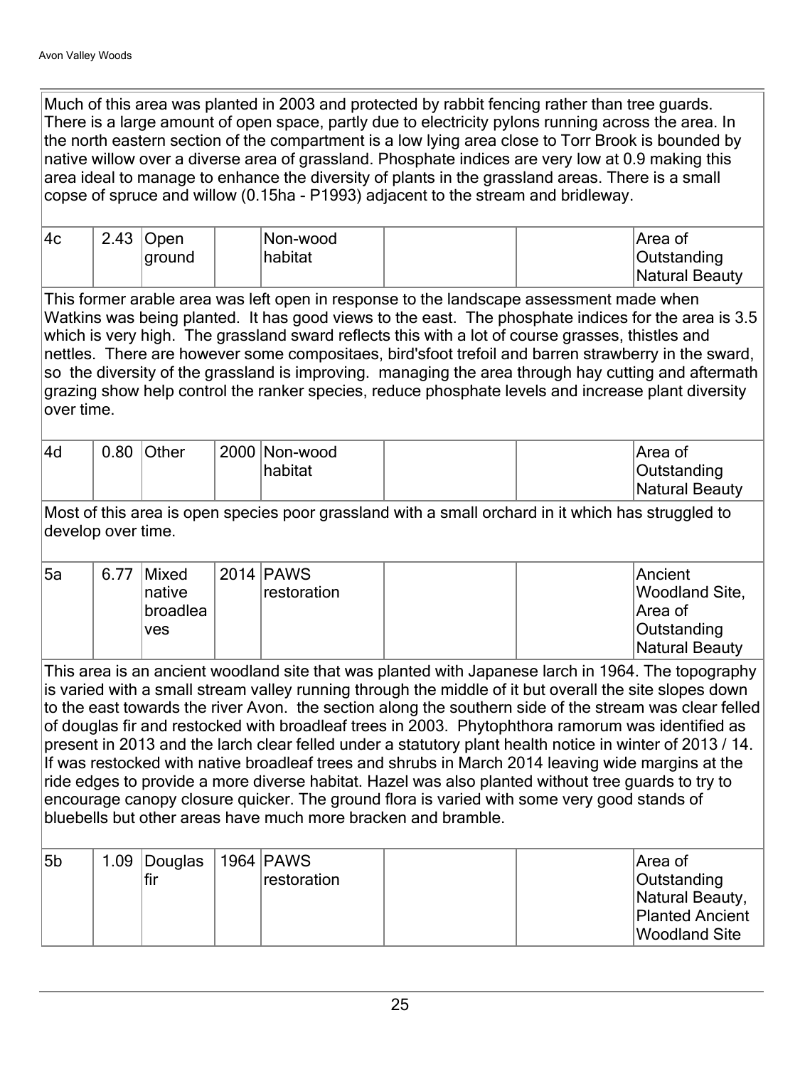Much of this area was planted in 2003 and protected by rabbit fencing rather than tree guards. There is a large amount of open space, partly due to electricity pylons running across the area. In the north eastern section of the compartment is a low lying area close to Torr Brook is bounded by native willow over a diverse area of grassland. Phosphate indices are very low at 0.9 making this area ideal to manage to enhance the diversity of plants in the grassland areas. There is a small copse of spruce and willow (0.15ha - P1993) adjacent to the stream and bridleway.

| | | | | | | | |
|---|---|---|---|---|---|---|---|
| 4c | 2.43 | Open ground | | Non-wood habitat | | | Area of Outstanding Natural Beauty |

This former arable area was left open in response to the landscape assessment made when Watkins was being planted. It has good views to the east. The phosphate indices for the area is 3.5 which is very high. The grassland sward reflects this with a lot of course grasses, thistles and nettles. There are however some compositaes, bird'sfoot trefoil and barren strawberry in the sward, so the diversity of the grassland is improving. managing the area through hay cutting and aftermath grazing show help control the ranker species, reduce phosphate levels and increase plant diversity over time.

| | | | | | | | |
|---|---|---|---|---|---|---|---|
| 4d | 0.80 | Other | 2000 | Non-wood habitat | | | Area of Outstanding Natural Beauty |

Most of this area is open species poor grassland with a small orchard in it which has struggled to develop over time.

| | | | | | | | |
|---|---|---|---|---|---|---|---|
| 5a | 6.77 | Mixed native broadleaves | 2014 | PAWS restoration | | | Ancient Woodland Site, Area of Outstanding Natural Beauty |

This area is an ancient woodland site that was planted with Japanese larch in 1964. The topography is varied with a small stream valley running through the middle of it but overall the site slopes down to the east towards the river Avon. the section along the southern side of the stream was clear felled of douglas fir and restocked with broadleaf trees in 2003. Phytophthora ramorum was identified as present in 2013 and the larch clear felled under a statutory plant health notice in winter of 2013 / 14. If was restocked with native broadleaf trees and shrubs in March 2014 leaving wide margins at the ride edges to provide a more diverse habitat. Hazel was also planted without tree guards to try to encourage canopy closure quicker. The ground flora is varied with some very good stands of bluebells but other areas have much more bracken and bramble.

| | | | | | | | |
|---|---|---|---|---|---|---|---|
| 5b | 1.09 | Douglas fir | 1964 | PAWS restoration | | | Area of Outstanding Natural Beauty, Planted Ancient Woodland Site |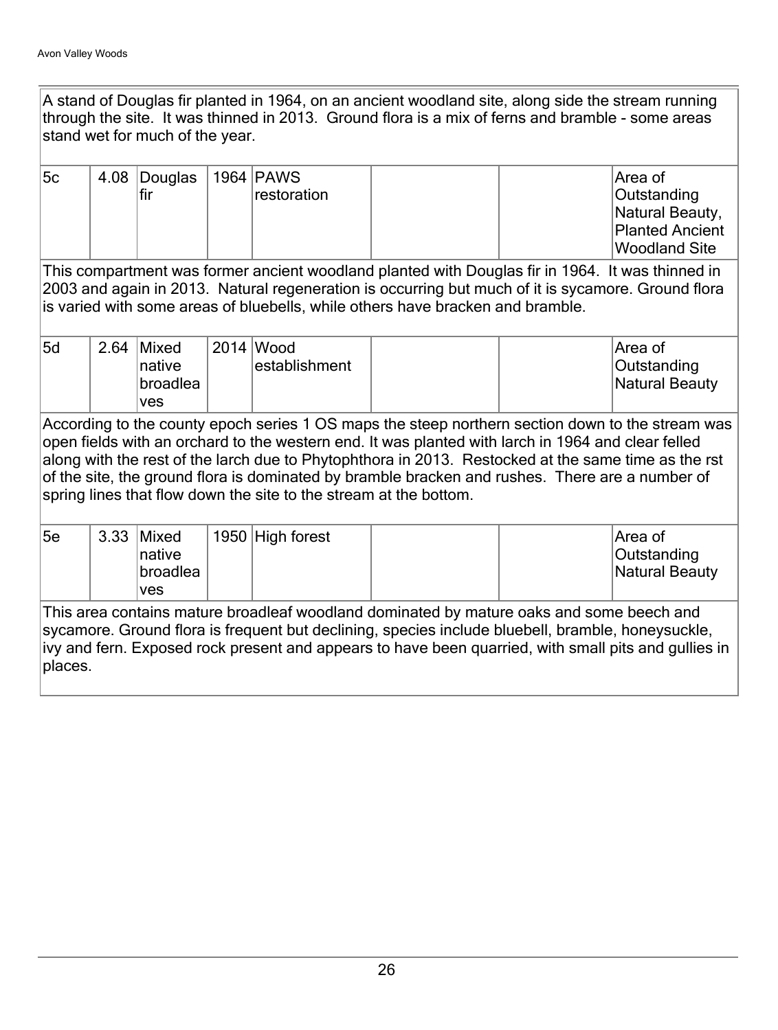| | | | | | | | |
|---|---|---|---|---|---|---|---|
| A stand of Douglas fir planted in 1964, on an ancient woodland site, along side the stream running through the site. It was thinned in 2013. Ground flora is a mix of ferns and bramble - some areas stand wet for much of the year. | | | | | | | |
| 5c | 4.08 | Douglas fir | 1964 | PAWS restoration | | | Area of Outstanding Natural Beauty, Planted Ancient Woodland Site |
| This compartment was former ancient woodland planted with Douglas fir in 1964. It was thinned in 2003 and again in 2013. Natural regeneration is occurring but much of it is sycamore. Ground flora is varied with some areas of bluebells, while others have bracken and bramble. | | | | | | | |
| 5d | 2.64 | Mixed native broadleaves | 2014 | Wood establishment | | | Area of Outstanding Natural Beauty |
| According to the county epoch series 1 OS maps the steep northern section down to the stream was open fields with an orchard to the western end. It was planted with larch in 1964 and clear felled along with the rest of the larch due to Phytophthora in 2013. Restocked at the same time as the rst of the site, the ground flora is dominated by bramble bracken and rushes. There are a number of spring lines that flow down the site to the stream at the bottom. | | | | | | | |
| 5e | 3.33 | Mixed native broadleaves | 1950 | High forest | | | Area of Outstanding Natural Beauty |
| This area contains mature broadleaf woodland dominated by mature oaks and some beech and sycamore. Ground flora is frequent but declining, species include bluebell, bramble, honeysuckle, ivy and fern. Exposed rock present and appears to have been quarried, with small pits and gullies in places. | | | | | | | |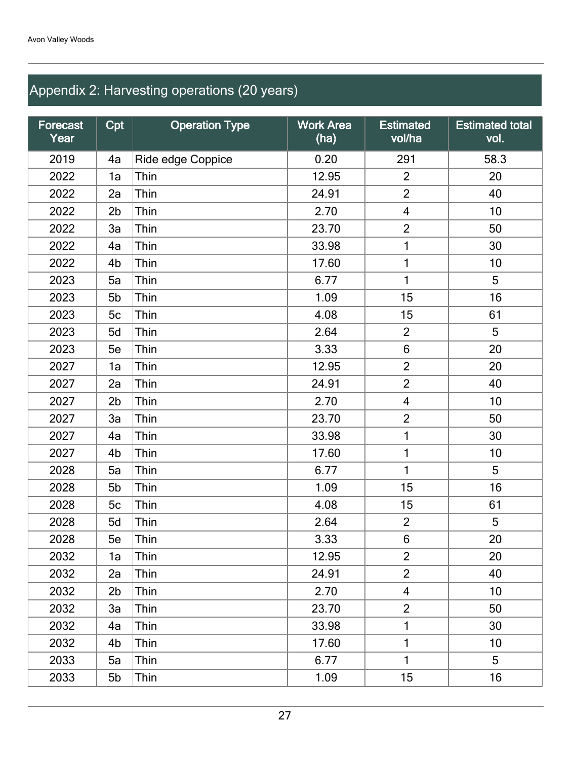## Appendix 2: Harvesting operations (20 years)

| Forecast Year | Cpt | Operation Type | Work Area (ha) | Estimated vol/ha | Estimated total vol. |
|---|---|---|---|---|---|
| 2019 | 4a | Ride edge Coppice | 0.20 | 291 | 58.3 |
| 2022 | 1a | Thin | 12.95 | 2 | 20 |
| 2022 | 2a | Thin | 24.91 | 2 | 40 |
| 2022 | 2b | Thin | 2.70 | 4 | 10 |
| 2022 | 3a | Thin | 23.70 | 2 | 50 |
| 2022 | 4a | Thin | 33.98 | 1 | 30 |
| 2022 | 4b | Thin | 17.60 | 1 | 10 |
| 2023 | 5a | Thin | 6.77 | 1 | 5 |
| 2023 | 5b | Thin | 1.09 | 15 | 16 |
| 2023 | 5c | Thin | 4.08 | 15 | 61 |
| 2023 | 5d | Thin | 2.64 | 2 | 5 |
| 2023 | 5e | Thin | 3.33 | 6 | 20 |
| 2027 | 1a | Thin | 12.95 | 2 | 20 |
| 2027 | 2a | Thin | 24.91 | 2 | 40 |
| 2027 | 2b | Thin | 2.70 | 4 | 10 |
| 2027 | 3a | Thin | 23.70 | 2 | 50 |
| 2027 | 4a | Thin | 33.98 | 1 | 30 |
| 2027 | 4b | Thin | 17.60 | 1 | 10 |
| 2028 | 5a | Thin | 6.77 | 1 | 5 |
| 2028 | 5b | Thin | 1.09 | 15 | 16 |
| 2028 | 5c | Thin | 4.08 | 15 | 61 |
| 2028 | 5d | Thin | 2.64 | 2 | 5 |
| 2028 | 5e | Thin | 3.33 | 6 | 20 |
| 2032 | 1a | Thin | 12.95 | 2 | 20 |
| 2032 | 2a | Thin | 24.91 | 2 | 40 |
| 2032 | 2b | Thin | 2.70 | 4 | 10 |
| 2032 | 3a | Thin | 23.70 | 2 | 50 |
| 2032 | 4a | Thin | 33.98 | 1 | 30 |
| 2032 | 4b | Thin | 17.60 | 1 | 10 |
| 2033 | 5a | Thin | 6.77 | 1 | 5 |
| 2033 | 5b | Thin | 1.09 | 15 | 16 |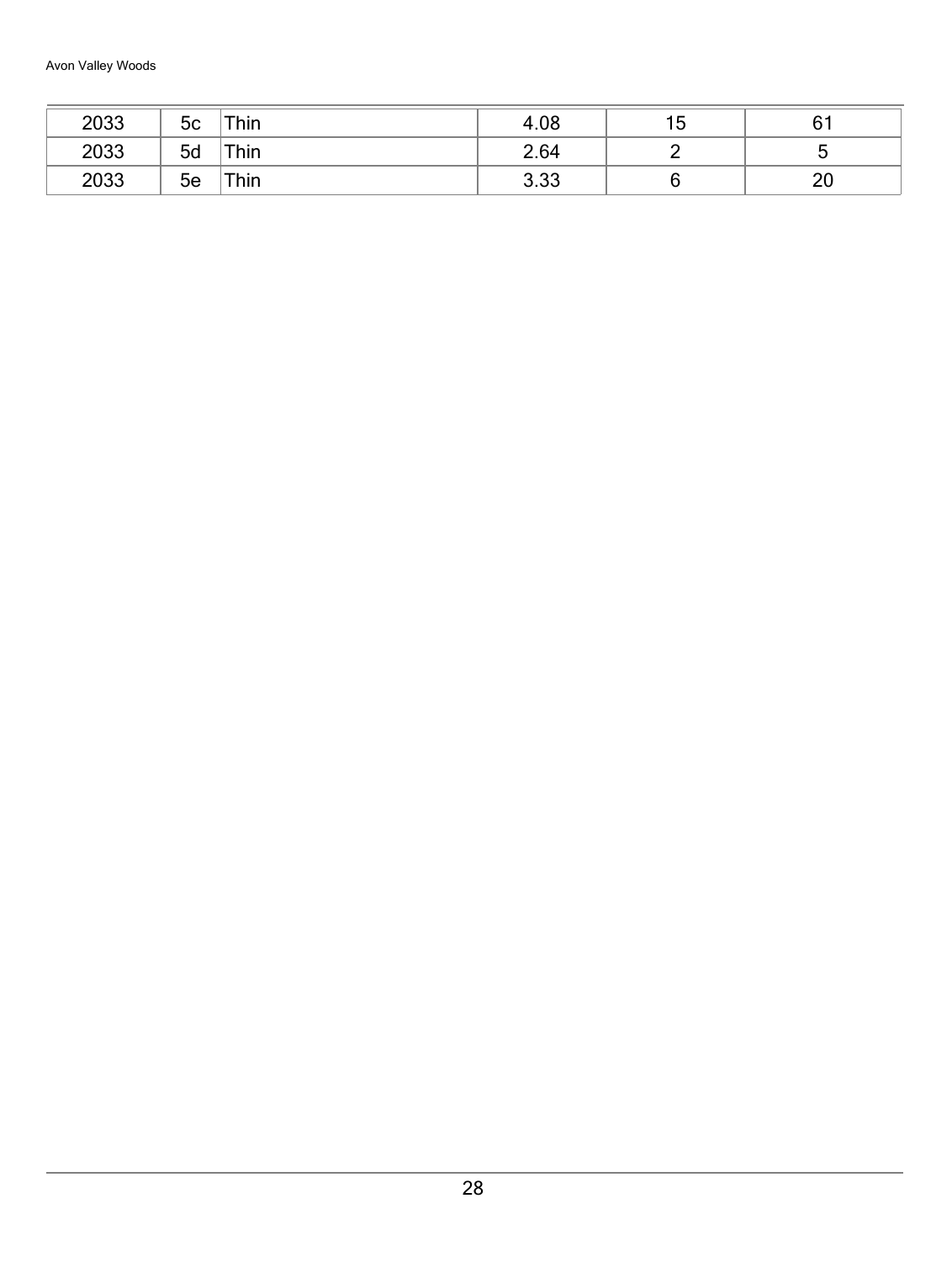| | | | | | |
|---|---|---|---|---|---|
| 2033 | 5c | Thin | 4.08 | 15 | 61 |
| 2033 | 5d | Thin | 2.64 | 2 | 5 |
| 2033 | 5e | Thin | 3.33 | 6 | 20 |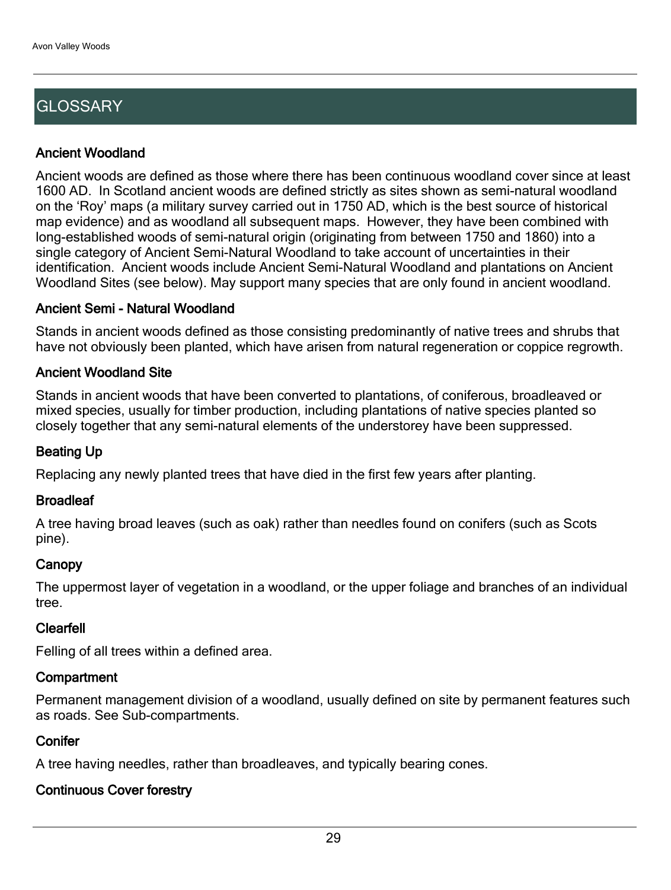## GLOSSARY

### Ancient Woodland

Ancient woods are defined as those where there has been continuous woodland cover since at least 1600 AD. In Scotland ancient woods are defined strictly as sites shown as semi-natural woodland on the 'Roy' maps (a military survey carried out in 1750 AD, which is the best source of historical map evidence) and as woodland all subsequent maps. However, they have been combined with long-established woods of semi-natural origin (originating from between 1750 and 1860) into a single category of Ancient Semi-Natural Woodland to take account of uncertainties in their identification. Ancient woods include Ancient Semi-Natural Woodland and plantations on Ancient Woodland Sites (see below). May support many species that are only found in ancient woodland.

### Ancient Semi - Natural Woodland

Stands in ancient woods defined as those consisting predominantly of native trees and shrubs that have not obviously been planted, which have arisen from natural regeneration or coppice regrowth.

### Ancient Woodland Site

Stands in ancient woods that have been converted to plantations, of coniferous, broadleaved or mixed species, usually for timber production, including plantations of native species planted so closely together that any semi-natural elements of the understorey have been suppressed.

### Beating Up

Replacing any newly planted trees that have died in the first few years after planting.

### Broadleaf

A tree having broad leaves (such as oak) rather than needles found on conifers (such as Scots pine).

### Canopy

The uppermost layer of vegetation in a woodland, or the upper foliage and branches of an individual tree.

### Clearfell

Felling of all trees within a defined area.

### Compartment

Permanent management division of a woodland, usually defined on site by permanent features such as roads. See Sub-compartments.

### Conifer

A tree having needles, rather than broadleaves, and typically bearing cones.

### Continuous Cover forestry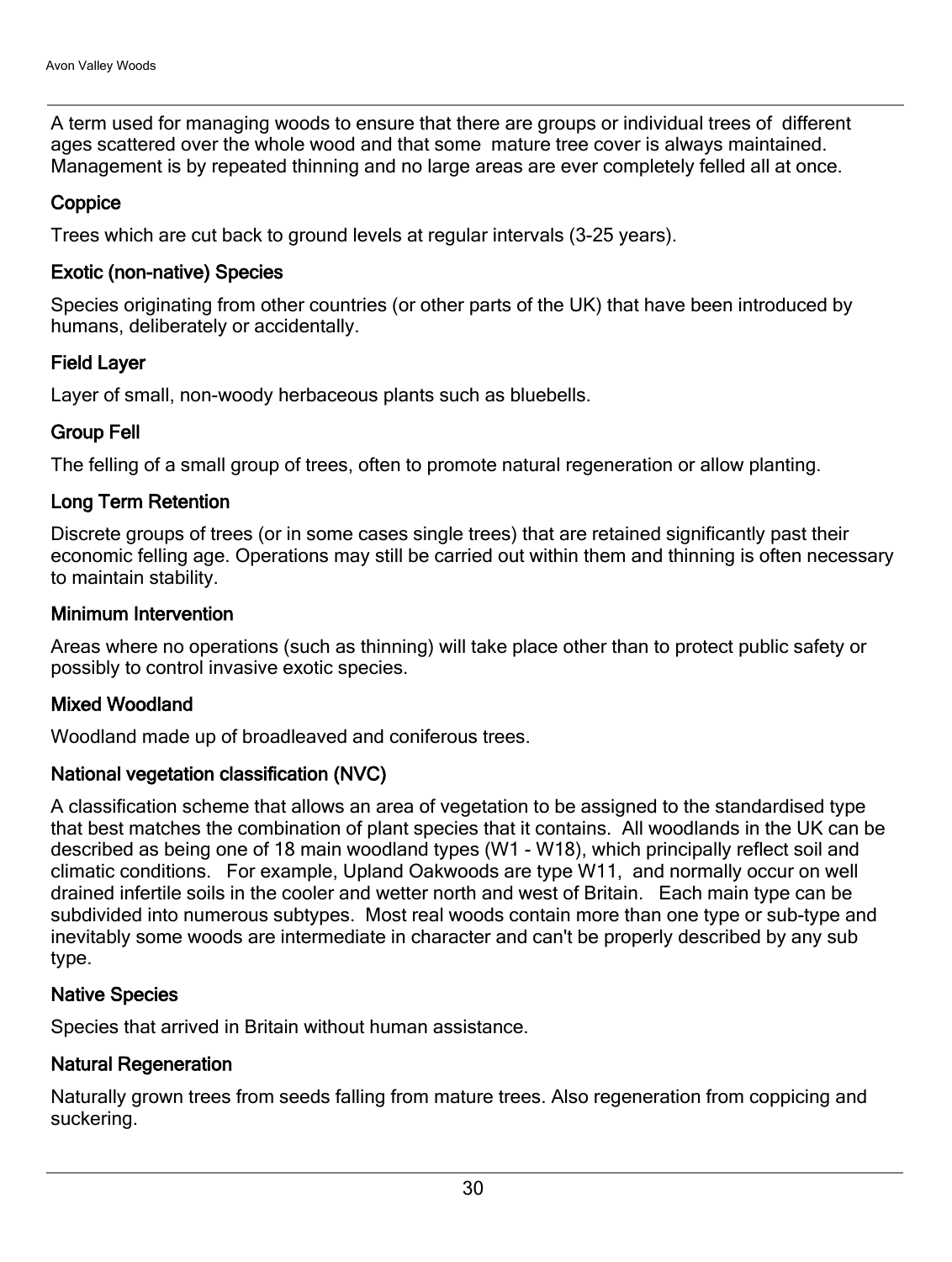A term used for managing woods to ensure that there are groups or individual trees of different ages scattered over the whole wood and that some mature tree cover is always maintained. Management is by repeated thinning and no large areas are ever completely felled all at once.

### Coppice

Trees which are cut back to ground levels at regular intervals (3-25 years).

### Exotic (non-native) Species

Species originating from other countries (or other parts of the UK) that have been introduced by humans, deliberately or accidentally.

### Field Layer

Layer of small, non-woody herbaceous plants such as bluebells.

### Group Fell

The felling of a small group of trees, often to promote natural regeneration or allow planting.

### Long Term Retention

Discrete groups of trees (or in some cases single trees) that are retained significantly past their economic felling age. Operations may still be carried out within them and thinning is often necessary to maintain stability.

### Minimum Intervention

Areas where no operations (such as thinning) will take place other than to protect public safety or possibly to control invasive exotic species.

### Mixed Woodland

Woodland made up of broadleaved and coniferous trees.

### National vegetation classification (NVC)

A classification scheme that allows an area of vegetation to be assigned to the standardised type that best matches the combination of plant species that it contains. All woodlands in the UK can be described as being one of 18 main woodland types (W1 - W18), which principally reflect soil and climatic conditions. For example, Upland Oakwoods are type W11, and normally occur on well drained infertile soils in the cooler and wetter north and west of Britain. Each main type can be subdivided into numerous subtypes. Most real woods contain more than one type or sub-type and inevitably some woods are intermediate in character and can't be properly described by any sub type.

### Native Species

Species that arrived in Britain without human assistance.

### Natural Regeneration

Naturally grown trees from seeds falling from mature trees. Also regeneration from coppicing and suckering.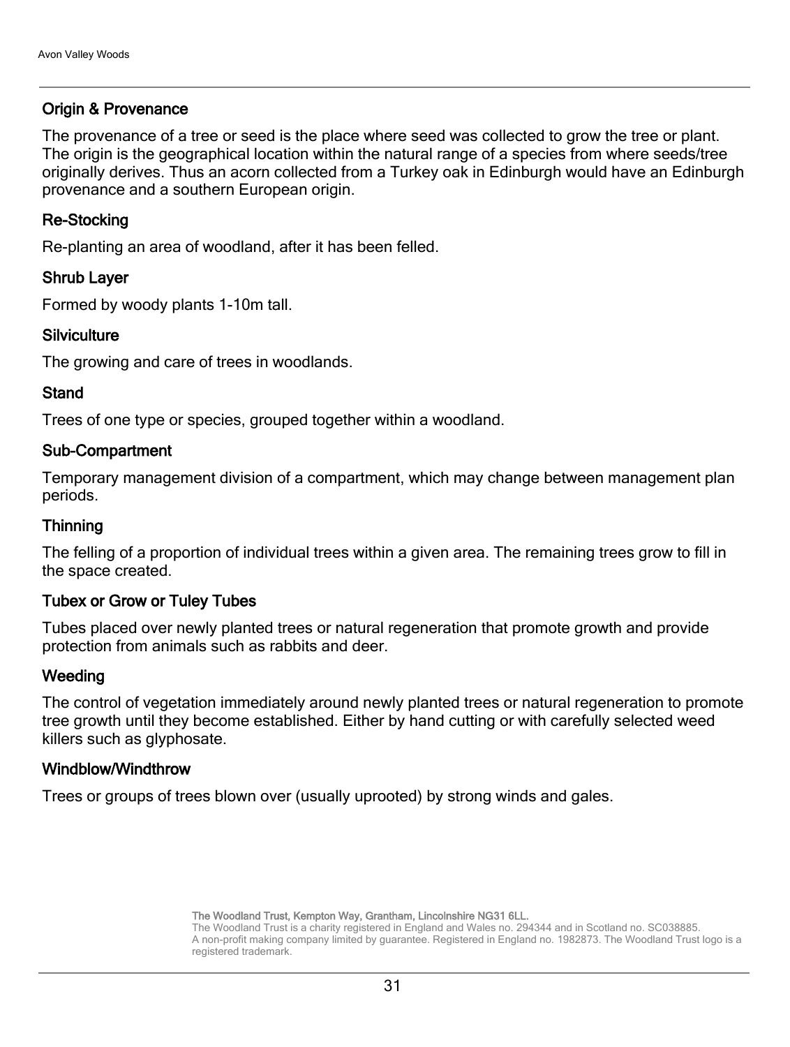### Origin & Provenance

The provenance of a tree or seed is the place where seed was collected to grow the tree or plant. The origin is the geographical location within the natural range of a species from where seeds/tree originally derives. Thus an acorn collected from a Turkey oak in Edinburgh would have an Edinburgh provenance and a southern European origin.

### Re-Stocking

Re-planting an area of woodland, after it has been felled.

### Shrub Layer

Formed by woody plants 1-10m tall.

### Silviculture

The growing and care of trees in woodlands.

### Stand

Trees of one type or species, grouped together within a woodland.

### Sub-Compartment

Temporary management division of a compartment, which may change between management plan periods.

### Thinning

The felling of a proportion of individual trees within a given area. The remaining trees grow to fill in the space created.

### Tubex or Grow or Tuley Tubes

Tubes placed over newly planted trees or natural regeneration that promote growth and provide protection from animals such as rabbits and deer.

### Weeding

The control of vegetation immediately around newly planted trees or natural regeneration to promote tree growth until they become established. Either by hand cutting or with carefully selected weed killers such as glyphosate.

### Windblow/Windthrow

Trees or groups of trees blown over (usually uprooted) by strong winds and gales.